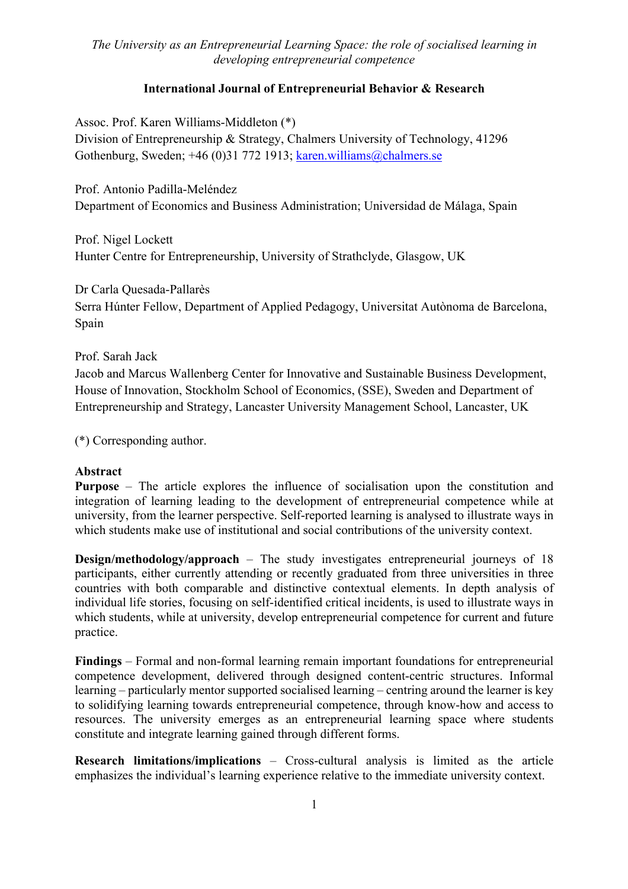*The University as an Entrepreneurial Learning Space: the role of socialised learning in developing entrepreneurial competence*

**International Journal of Entrepreneurial Behavior & Research**

Assoc. Prof. Karen Williams-Middleton (*)
Division of Entrepreneurship & Strategy, Chalmers University of Technology, 41296 Gothenburg, Sweden; +46 (0)31 772 1913; karen.williams@chalmers.se

Prof. Antonio Padilla-Meléndez
Department of Economics and Business Administration; Universidad de Málaga, Spain

Prof. Nigel Lockett
Hunter Centre for Entrepreneurship, University of Strathclyde, Glasgow, UK

Dr Carla Quesada-Pallarès
Serra Húnter Fellow, Department of Applied Pedagogy, Universitat Autònoma de Barcelona, Spain

Prof. Sarah Jack
Jacob and Marcus Wallenberg Center for Innovative and Sustainable Business Development, House of Innovation, Stockholm School of Economics, (SSE), Sweden and Department of Entrepreneurship and Strategy, Lancaster University Management School, Lancaster, UK

(*) Corresponding author.

## Abstract

**Purpose** – The article explores the influence of socialisation upon the constitution and integration of learning leading to the development of entrepreneurial competence while at university, from the learner perspective. Self-reported learning is analysed to illustrate ways in which students make use of institutional and social contributions of the university context.

**Design/methodology/approach** – The study investigates entrepreneurial journeys of 18 participants, either currently attending or recently graduated from three universities in three countries with both comparable and distinctive contextual elements. In depth analysis of individual life stories, focusing on self-identified critical incidents, is used to illustrate ways in which students, while at university, develop entrepreneurial competence for current and future practice.

**Findings** – Formal and non-formal learning remain important foundations for entrepreneurial competence development, delivered through designed content-centric structures. Informal learning – particularly mentor supported socialised learning – centring around the learner is key to solidifying learning towards entrepreneurial competence, through know-how and access to resources. The university emerges as an entrepreneurial learning space where students constitute and integrate learning gained through different forms.

**Research limitations/implications** – Cross-cultural analysis is limited as the article emphasizes the individual's learning experience relative to the immediate university context.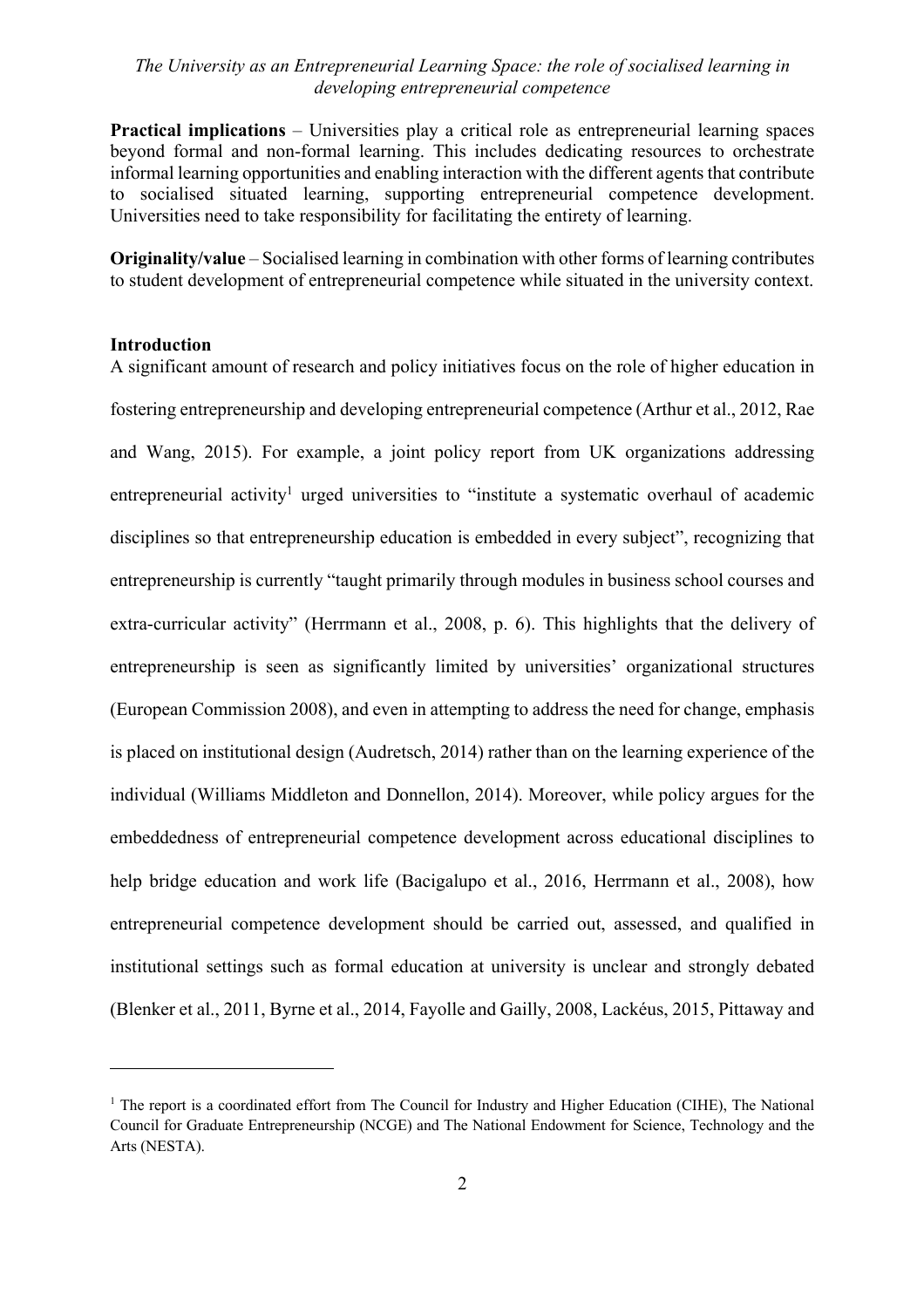**Practical implications** – Universities play a critical role as entrepreneurial learning spaces beyond formal and non-formal learning. This includes dedicating resources to orchestrate informal learning opportunities and enabling interaction with the different agents that contribute to socialised situated learning, supporting entrepreneurial competence development. Universities need to take responsibility for facilitating the entirety of learning.

**Originality/value** – Socialised learning in combination with other forms of learning contributes to student development of entrepreneurial competence while situated in the university context.

## Introduction

A significant amount of research and policy initiatives focus on the role of higher education in fostering entrepreneurship and developing entrepreneurial competence (Arthur et al., 2012, Rae and Wang, 2015). For example, a joint policy report from UK organizations addressing entrepreneurial activity[1] urged universities to "institute a systematic overhaul of academic disciplines so that entrepreneurship education is embedded in every subject", recognizing that entrepreneurship is currently "taught primarily through modules in business school courses and extra-curricular activity" (Herrmann et al., 2008, p. 6). This highlights that the delivery of entrepreneurship is seen as significantly limited by universities' organizational structures (European Commission 2008), and even in attempting to address the need for change, emphasis is placed on institutional design (Audretsch, 2014) rather than on the learning experience of the individual (Williams Middleton and Donnellon, 2014). Moreover, while policy argues for the embeddedness of entrepreneurial competence development across educational disciplines to help bridge education and work life (Bacigalupo et al., 2016, Herrmann et al., 2008), how entrepreneurial competence development should be carried out, assessed, and qualified in institutional settings such as formal education at university is unclear and strongly debated (Blenker et al., 2011, Byrne et al., 2014, Fayolle and Gailly, 2008, Lackéus, 2015, Pittaway and

[1] The report is a coordinated effort from The Council for Industry and Higher Education (CIHE), The National Council for Graduate Entrepreneurship (NCGE) and The National Endowment for Science, Technology and the Arts (NESTA).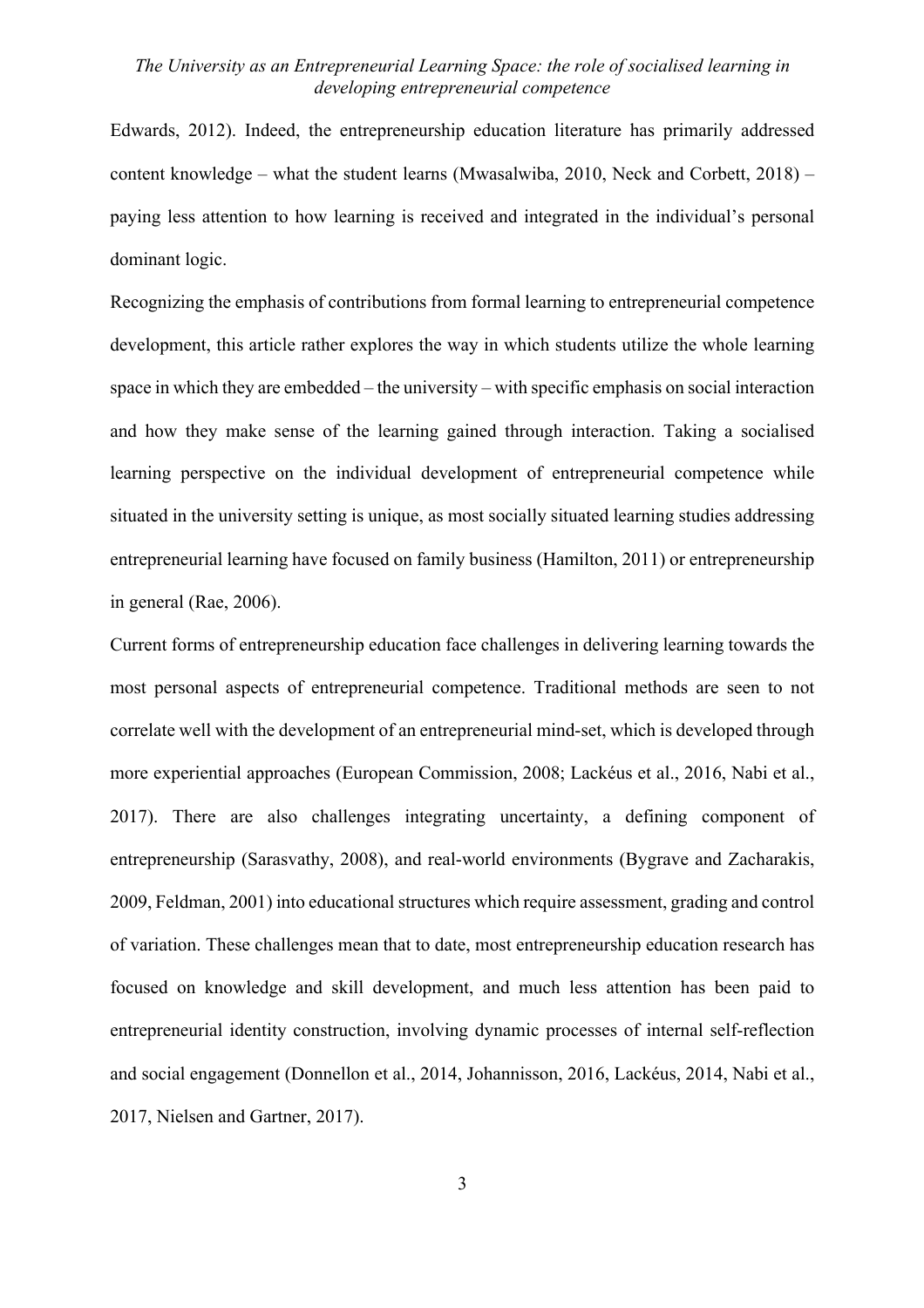Edwards, 2012). Indeed, the entrepreneurship education literature has primarily addressed content knowledge – what the student learns (Mwasalwiba, 2010, Neck and Corbett, 2018) – paying less attention to how learning is received and integrated in the individual's personal dominant logic.

Recognizing the emphasis of contributions from formal learning to entrepreneurial competence development, this article rather explores the way in which students utilize the whole learning space in which they are embedded – the university – with specific emphasis on social interaction and how they make sense of the learning gained through interaction. Taking a socialised learning perspective on the individual development of entrepreneurial competence while situated in the university setting is unique, as most socially situated learning studies addressing entrepreneurial learning have focused on family business (Hamilton, 2011) or entrepreneurship in general (Rae, 2006).

Current forms of entrepreneurship education face challenges in delivering learning towards the most personal aspects of entrepreneurial competence. Traditional methods are seen to not correlate well with the development of an entrepreneurial mind-set, which is developed through more experiential approaches (European Commission, 2008; Lackéus et al., 2016, Nabi et al., 2017). There are also challenges integrating uncertainty, a defining component of entrepreneurship (Sarasvathy, 2008), and real-world environments (Bygrave and Zacharakis, 2009, Feldman, 2001) into educational structures which require assessment, grading and control of variation. These challenges mean that to date, most entrepreneurship education research has focused on knowledge and skill development, and much less attention has been paid to entrepreneurial identity construction, involving dynamic processes of internal self-reflection and social engagement (Donnellon et al., 2014, Johannisson, 2016, Lackéus, 2014, Nabi et al., 2017, Nielsen and Gartner, 2017).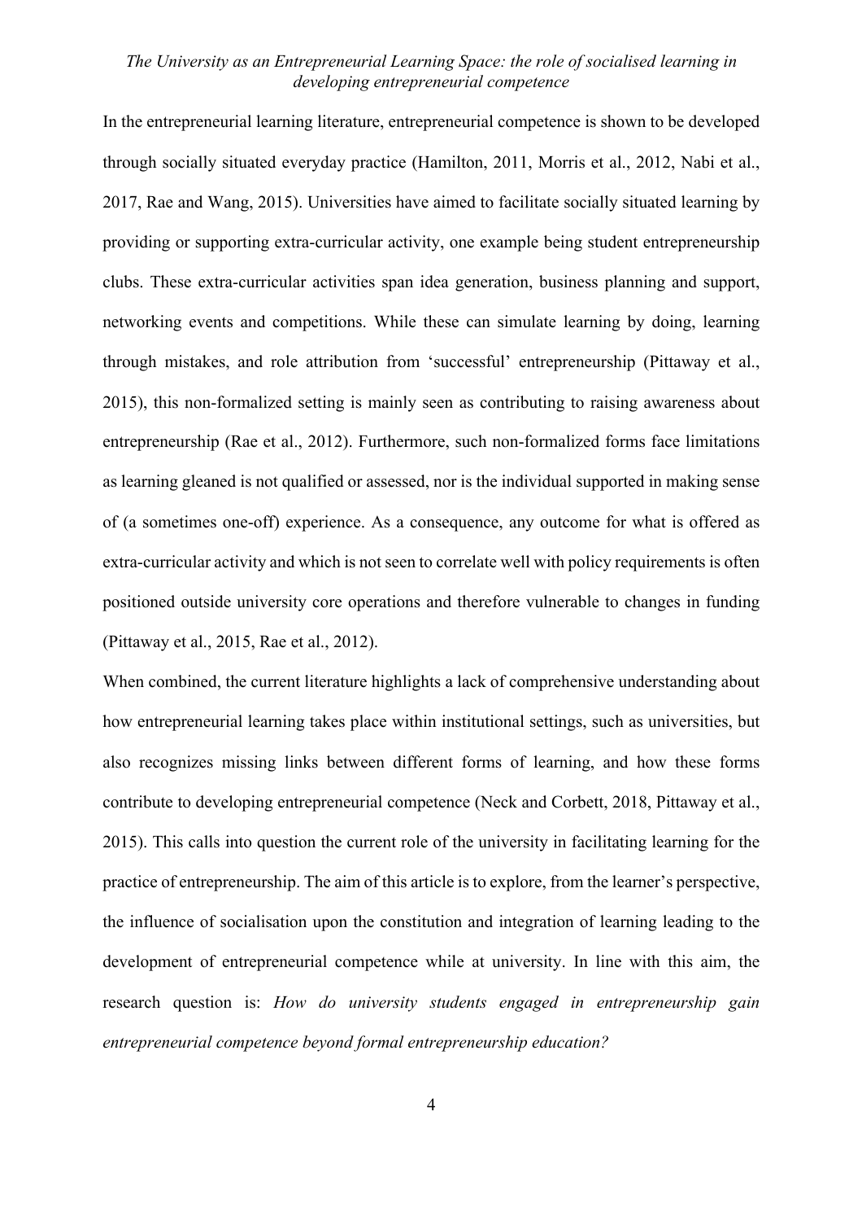In the entrepreneurial learning literature, entrepreneurial competence is shown to be developed through socially situated everyday practice (Hamilton, 2011, Morris et al., 2012, Nabi et al., 2017, Rae and Wang, 2015). Universities have aimed to facilitate socially situated learning by providing or supporting extra-curricular activity, one example being student entrepreneurship clubs. These extra-curricular activities span idea generation, business planning and support, networking events and competitions. While these can simulate learning by doing, learning through mistakes, and role attribution from 'successful' entrepreneurship (Pittaway et al., 2015), this non-formalized setting is mainly seen as contributing to raising awareness about entrepreneurship (Rae et al., 2012). Furthermore, such non-formalized forms face limitations as learning gleaned is not qualified or assessed, nor is the individual supported in making sense of (a sometimes one-off) experience. As a consequence, any outcome for what is offered as extra-curricular activity and which is not seen to correlate well with policy requirements is often positioned outside university core operations and therefore vulnerable to changes in funding (Pittaway et al., 2015, Rae et al., 2012).

When combined, the current literature highlights a lack of comprehensive understanding about how entrepreneurial learning takes place within institutional settings, such as universities, but also recognizes missing links between different forms of learning, and how these forms contribute to developing entrepreneurial competence (Neck and Corbett, 2018, Pittaway et al., 2015). This calls into question the current role of the university in facilitating learning for the practice of entrepreneurship. The aim of this article is to explore, from the learner's perspective, the influence of socialisation upon the constitution and integration of learning leading to the development of entrepreneurial competence while at university. In line with this aim, the research question is: *How do university students engaged in entrepreneurship gain entrepreneurial competence beyond formal entrepreneurship education?*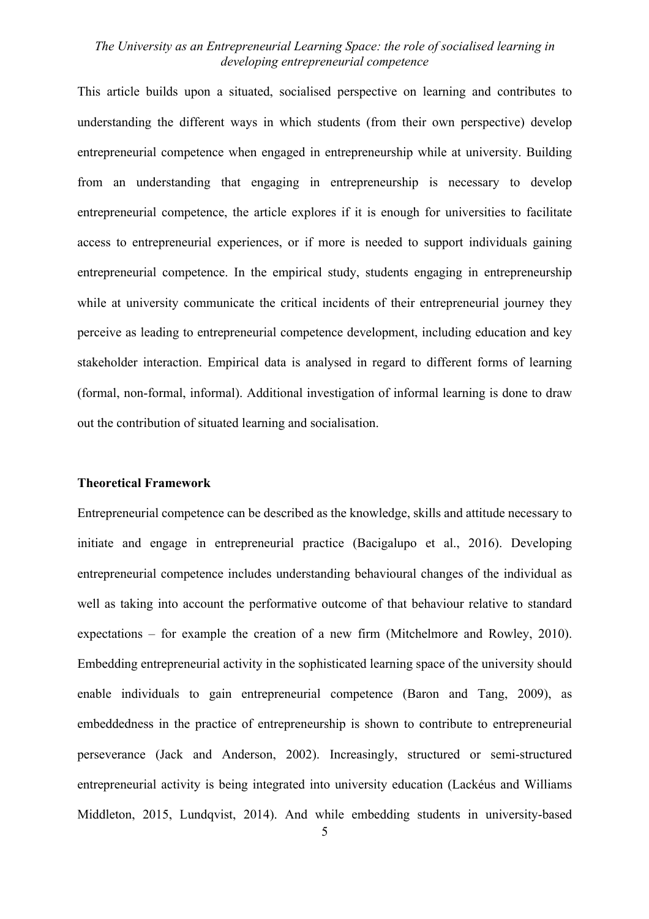This article builds upon a situated, socialised perspective on learning and contributes to understanding the different ways in which students (from their own perspective) develop entrepreneurial competence when engaged in entrepreneurship while at university. Building from an understanding that engaging in entrepreneurship is necessary to develop entrepreneurial competence, the article explores if it is enough for universities to facilitate access to entrepreneurial experiences, or if more is needed to support individuals gaining entrepreneurial competence. In the empirical study, students engaging in entrepreneurship while at university communicate the critical incidents of their entrepreneurial journey they perceive as leading to entrepreneurial competence development, including education and key stakeholder interaction. Empirical data is analysed in regard to different forms of learning (formal, non-formal, informal). Additional investigation of informal learning is done to draw out the contribution of situated learning and socialisation.

## Theoretical Framework

Entrepreneurial competence can be described as the knowledge, skills and attitude necessary to initiate and engage in entrepreneurial practice (Bacigalupo et al., 2016). Developing entrepreneurial competence includes understanding behavioural changes of the individual as well as taking into account the performative outcome of that behaviour relative to standard expectations – for example the creation of a new firm (Mitchelmore and Rowley, 2010). Embedding entrepreneurial activity in the sophisticated learning space of the university should enable individuals to gain entrepreneurial competence (Baron and Tang, 2009), as embeddedness in the practice of entrepreneurship is shown to contribute to entrepreneurial perseverance (Jack and Anderson, 2002). Increasingly, structured or semi-structured entrepreneurial activity is being integrated into university education (Lackéus and Williams Middleton, 2015, Lundqvist, 2014). And while embedding students in university-based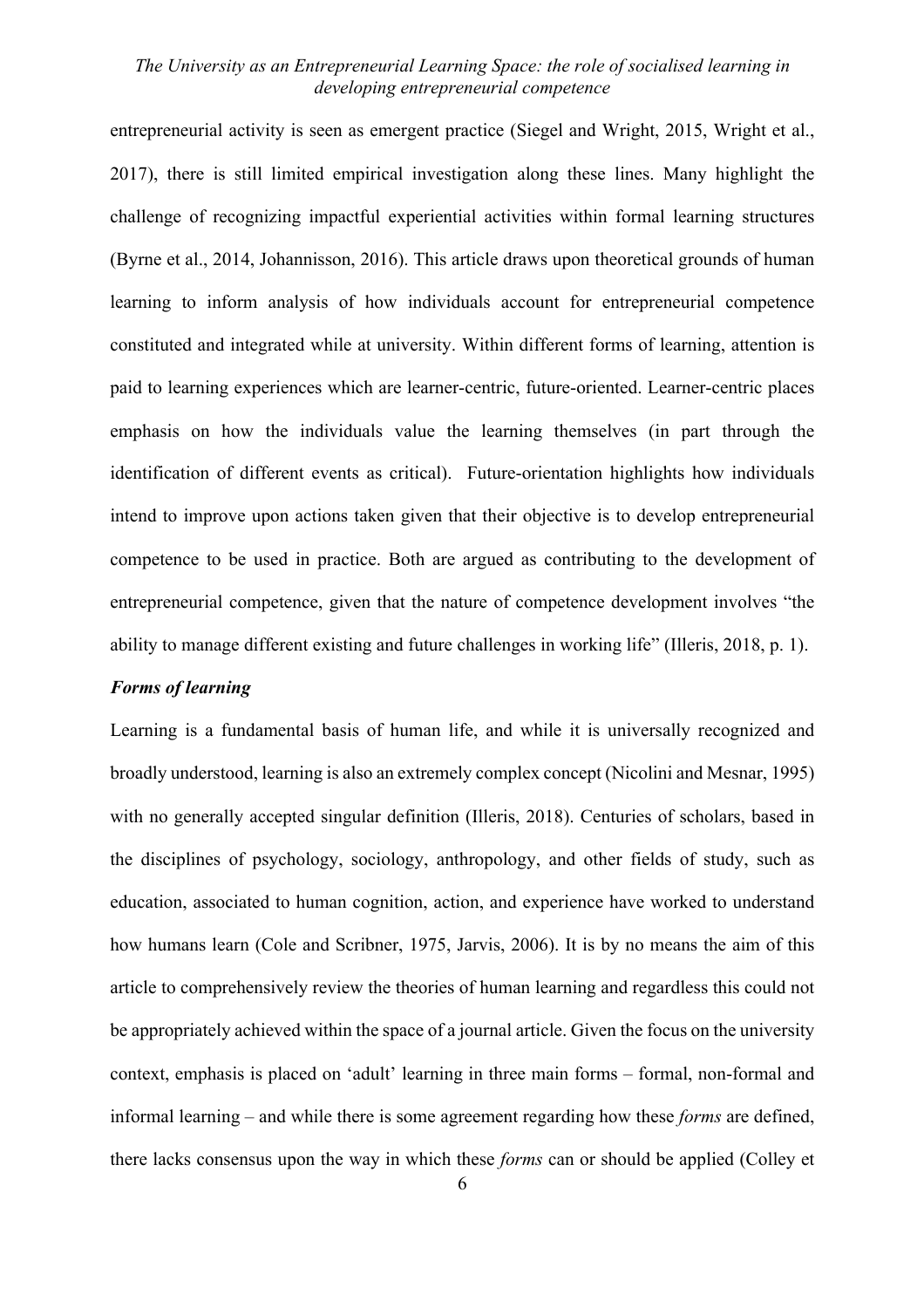entrepreneurial activity is seen as emergent practice (Siegel and Wright, 2015, Wright et al., 2017), there is still limited empirical investigation along these lines. Many highlight the challenge of recognizing impactful experiential activities within formal learning structures (Byrne et al., 2014, Johannisson, 2016). This article draws upon theoretical grounds of human learning to inform analysis of how individuals account for entrepreneurial competence constituted and integrated while at university. Within different forms of learning, attention is paid to learning experiences which are learner-centric, future-oriented. Learner-centric places emphasis on how the individuals value the learning themselves (in part through the identification of different events as critical). Future-orientation highlights how individuals intend to improve upon actions taken given that their objective is to develop entrepreneurial competence to be used in practice. Both are argued as contributing to the development of entrepreneurial competence, given that the nature of competence development involves "the ability to manage different existing and future challenges in working life" (Illeris, 2018, p. 1).

***Forms of learning***

Learning is a fundamental basis of human life, and while it is universally recognized and broadly understood, learning is also an extremely complex concept (Nicolini and Mesnar, 1995) with no generally accepted singular definition (Illeris, 2018). Centuries of scholars, based in the disciplines of psychology, sociology, anthropology, and other fields of study, such as education, associated to human cognition, action, and experience have worked to understand how humans learn (Cole and Scribner, 1975, Jarvis, 2006). It is by no means the aim of this article to comprehensively review the theories of human learning and regardless this could not be appropriately achieved within the space of a journal article. Given the focus on the university context, emphasis is placed on 'adult' learning in three main forms – formal, non-formal and informal learning – and while there is some agreement regarding how these *forms* are defined, there lacks consensus upon the way in which these *forms* can or should be applied (Colley et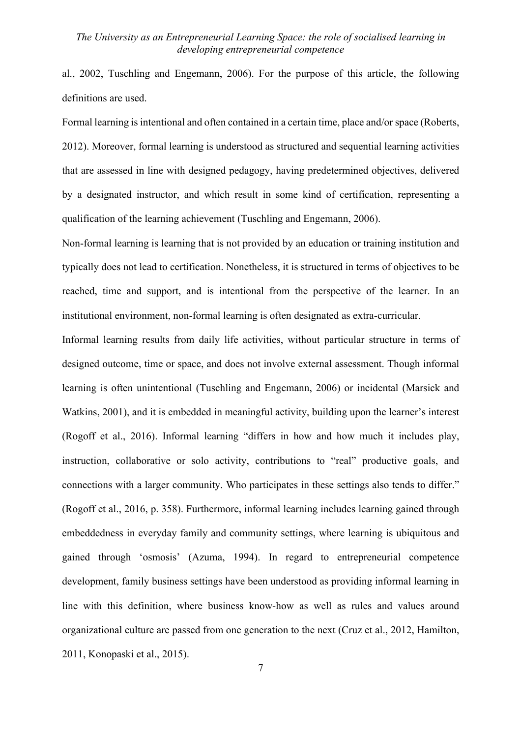al., 2002, Tuschling and Engemann, 2006). For the purpose of this article, the following definitions are used.

Formal learning is intentional and often contained in a certain time, place and/or space (Roberts, 2012). Moreover, formal learning is understood as structured and sequential learning activities that are assessed in line with designed pedagogy, having predetermined objectives, delivered by a designated instructor, and which result in some kind of certification, representing a qualification of the learning achievement (Tuschling and Engemann, 2006).

Non-formal learning is learning that is not provided by an education or training institution and typically does not lead to certification. Nonetheless, it is structured in terms of objectives to be reached, time and support, and is intentional from the perspective of the learner. In an institutional environment, non-formal learning is often designated as extra-curricular.

Informal learning results from daily life activities, without particular structure in terms of designed outcome, time or space, and does not involve external assessment. Though informal learning is often unintentional (Tuschling and Engemann, 2006) or incidental (Marsick and Watkins, 2001), and it is embedded in meaningful activity, building upon the learner's interest (Rogoff et al., 2016). Informal learning "differs in how and how much it includes play, instruction, collaborative or solo activity, contributions to "real" productive goals, and connections with a larger community. Who participates in these settings also tends to differ." (Rogoff et al., 2016, p. 358). Furthermore, informal learning includes learning gained through embeddedness in everyday family and community settings, where learning is ubiquitous and gained through 'osmosis' (Azuma, 1994). In regard to entrepreneurial competence development, family business settings have been understood as providing informal learning in line with this definition, where business know-how as well as rules and values around organizational culture are passed from one generation to the next (Cruz et al., 2012, Hamilton, 2011, Konopaski et al., 2015).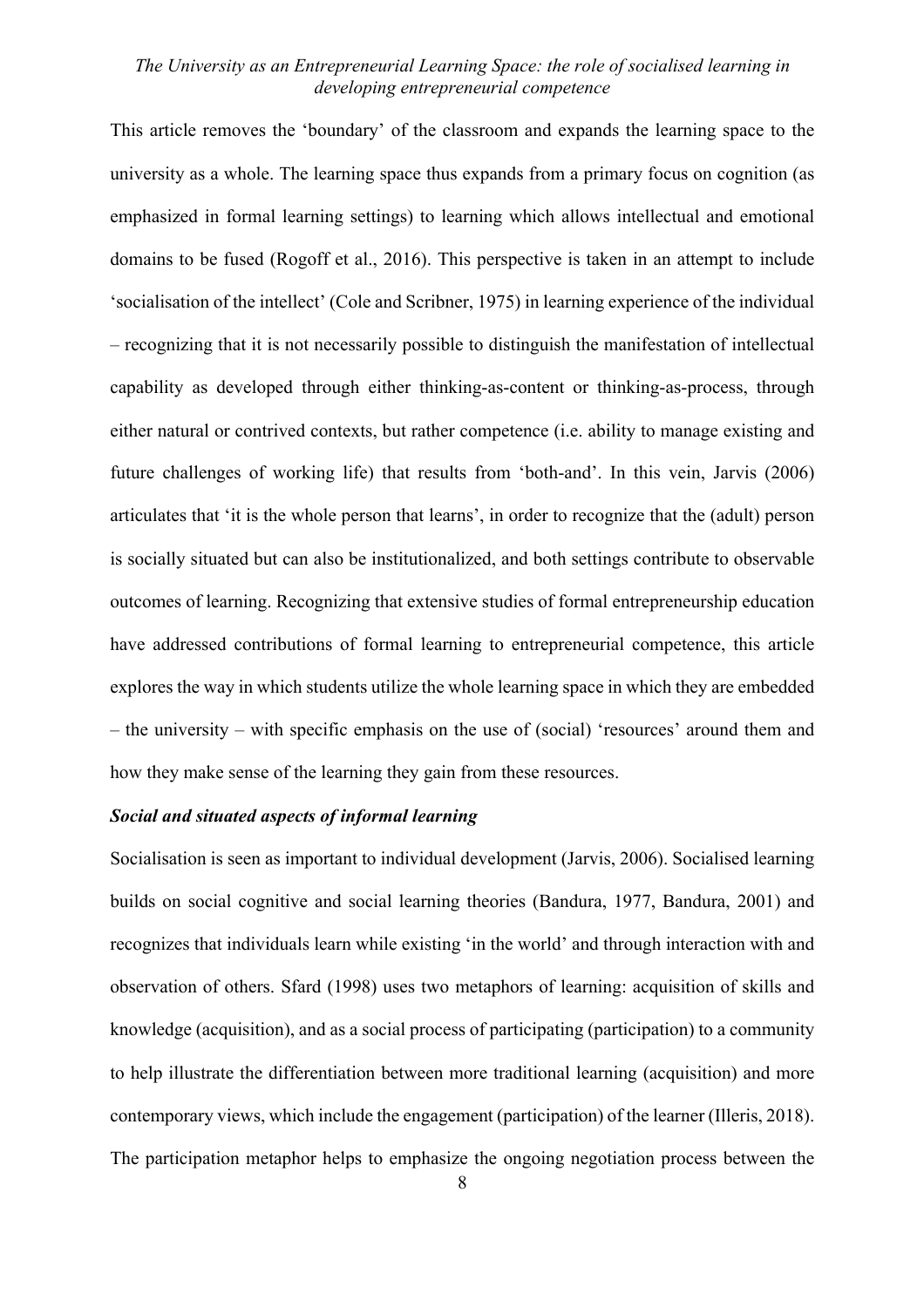This article removes the 'boundary' of the classroom and expands the learning space to the university as a whole. The learning space thus expands from a primary focus on cognition (as emphasized in formal learning settings) to learning which allows intellectual and emotional domains to be fused (Rogoff et al., 2016). This perspective is taken in an attempt to include 'socialisation of the intellect' (Cole and Scribner, 1975) in learning experience of the individual – recognizing that it is not necessarily possible to distinguish the manifestation of intellectual capability as developed through either thinking-as-content or thinking-as-process, through either natural or contrived contexts, but rather competence (i.e. ability to manage existing and future challenges of working life) that results from 'both-and'. In this vein, Jarvis (2006) articulates that 'it is the whole person that learns', in order to recognize that the (adult) person is socially situated but can also be institutionalized, and both settings contribute to observable outcomes of learning. Recognizing that extensive studies of formal entrepreneurship education have addressed contributions of formal learning to entrepreneurial competence, this article explores the way in which students utilize the whole learning space in which they are embedded – the university – with specific emphasis on the use of (social) 'resources' around them and how they make sense of the learning they gain from these resources.

### *Social and situated aspects of informal learning*

Socialisation is seen as important to individual development (Jarvis, 2006). Socialised learning builds on social cognitive and social learning theories (Bandura, 1977, Bandura, 2001) and recognizes that individuals learn while existing 'in the world' and through interaction with and observation of others. Sfard (1998) uses two metaphors of learning: acquisition of skills and knowledge (acquisition), and as a social process of participating (participation) to a community to help illustrate the differentiation between more traditional learning (acquisition) and more contemporary views, which include the engagement (participation) of the learner (Illeris, 2018). The participation metaphor helps to emphasize the ongoing negotiation process between the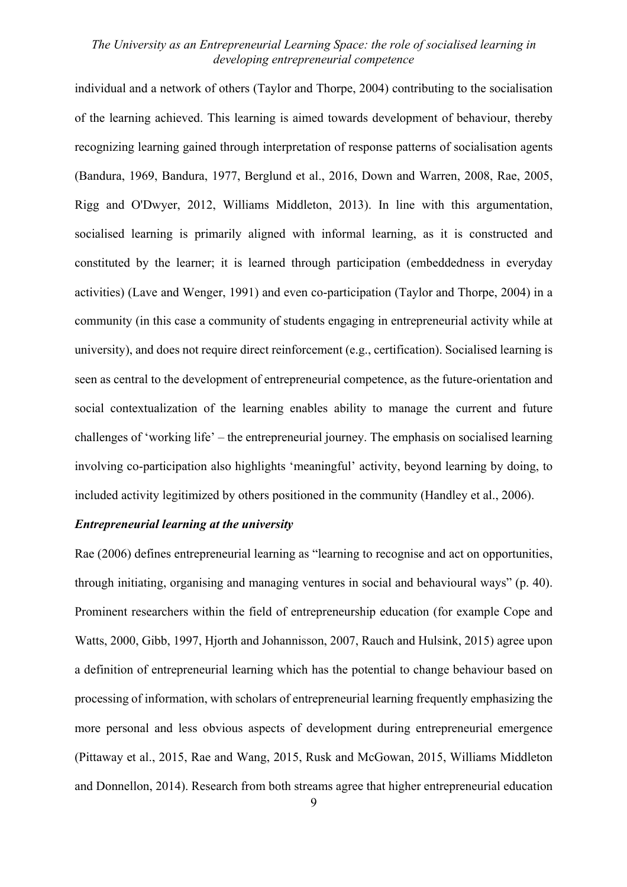individual and a network of others (Taylor and Thorpe, 2004) contributing to the socialisation of the learning achieved. This learning is aimed towards development of behaviour, thereby recognizing learning gained through interpretation of response patterns of socialisation agents (Bandura, 1969, Bandura, 1977, Berglund et al., 2016, Down and Warren, 2008, Rae, 2005, Rigg and O'Dwyer, 2012, Williams Middleton, 2013). In line with this argumentation, socialised learning is primarily aligned with informal learning, as it is constructed and constituted by the learner; it is learned through participation (embeddedness in everyday activities) (Lave and Wenger, 1991) and even co-participation (Taylor and Thorpe, 2004) in a community (in this case a community of students engaging in entrepreneurial activity while at university), and does not require direct reinforcement (e.g., certification). Socialised learning is seen as central to the development of entrepreneurial competence, as the future-orientation and social contextualization of the learning enables ability to manage the current and future challenges of 'working life' – the entrepreneurial journey. The emphasis on socialised learning involving co-participation also highlights 'meaningful' activity, beyond learning by doing, to included activity legitimized by others positioned in the community (Handley et al., 2006).

***Entrepreneurial learning at the university***

Rae (2006) defines entrepreneurial learning as "learning to recognise and act on opportunities, through initiating, organising and managing ventures in social and behavioural ways" (p. 40). Prominent researchers within the field of entrepreneurship education (for example Cope and Watts, 2000, Gibb, 1997, Hjorth and Johannisson, 2007, Rauch and Hulsink, 2015) agree upon a definition of entrepreneurial learning which has the potential to change behaviour based on processing of information, with scholars of entrepreneurial learning frequently emphasizing the more personal and less obvious aspects of development during entrepreneurial emergence (Pittaway et al., 2015, Rae and Wang, 2015, Rusk and McGowan, 2015, Williams Middleton and Donnellon, 2014). Research from both streams agree that higher entrepreneurial education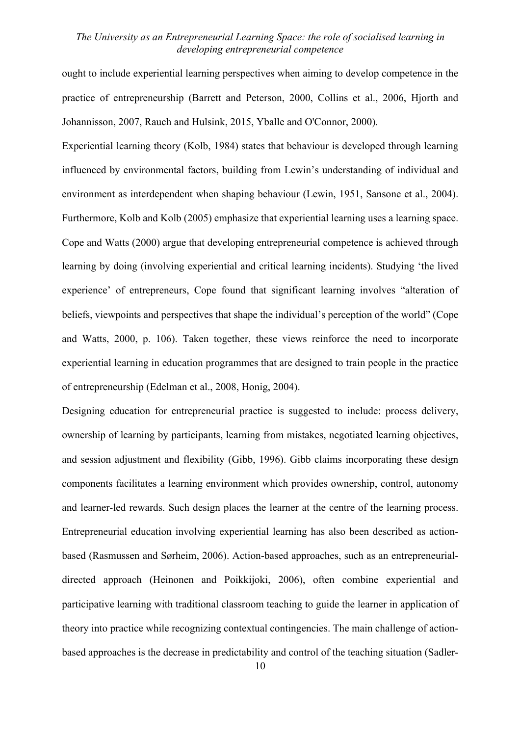ought to include experiential learning perspectives when aiming to develop competence in the practice of entrepreneurship (Barrett and Peterson, 2000, Collins et al., 2006, Hjorth and Johannisson, 2007, Rauch and Hulsink, 2015, Yballe and O'Connor, 2000).

Experiential learning theory (Kolb, 1984) states that behaviour is developed through learning influenced by environmental factors, building from Lewin's understanding of individual and environment as interdependent when shaping behaviour (Lewin, 1951, Sansone et al., 2004). Furthermore, Kolb and Kolb (2005) emphasize that experiential learning uses a learning space. Cope and Watts (2000) argue that developing entrepreneurial competence is achieved through learning by doing (involving experiential and critical learning incidents). Studying 'the lived experience' of entrepreneurs, Cope found that significant learning involves "alteration of beliefs, viewpoints and perspectives that shape the individual's perception of the world" (Cope and Watts, 2000, p. 106). Taken together, these views reinforce the need to incorporate experiential learning in education programmes that are designed to train people in the practice of entrepreneurship (Edelman et al., 2008, Honig, 2004).

Designing education for entrepreneurial practice is suggested to include: process delivery, ownership of learning by participants, learning from mistakes, negotiated learning objectives, and session adjustment and flexibility (Gibb, 1996). Gibb claims incorporating these design components facilitates a learning environment which provides ownership, control, autonomy and learner-led rewards. Such design places the learner at the centre of the learning process. Entrepreneurial education involving experiential learning has also been described as action-based (Rasmussen and Sørheim, 2006). Action-based approaches, such as an entrepreneurial-directed approach (Heinonen and Poikkijoki, 2006), often combine experiential and participative learning with traditional classroom teaching to guide the learner in application of theory into practice while recognizing contextual contingencies. The main challenge of action-based approaches is the decrease in predictability and control of the teaching situation (Sadler-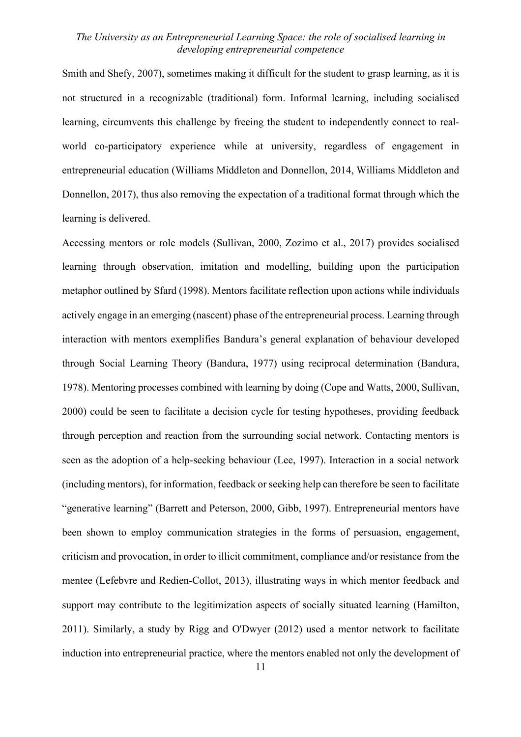Smith and Shefy, 2007), sometimes making it difficult for the student to grasp learning, as it is not structured in a recognizable (traditional) form. Informal learning, including socialised learning, circumvents this challenge by freeing the student to independently connect to real-world co-participatory experience while at university, regardless of engagement in entrepreneurial education (Williams Middleton and Donnellon, 2014, Williams Middleton and Donnellon, 2017), thus also removing the expectation of a traditional format through which the learning is delivered.

Accessing mentors or role models (Sullivan, 2000, Zozimo et al., 2017) provides socialised learning through observation, imitation and modelling, building upon the participation metaphor outlined by Sfard (1998). Mentors facilitate reflection upon actions while individuals actively engage in an emerging (nascent) phase of the entrepreneurial process. Learning through interaction with mentors exemplifies Bandura's general explanation of behaviour developed through Social Learning Theory (Bandura, 1977) using reciprocal determination (Bandura, 1978). Mentoring processes combined with learning by doing (Cope and Watts, 2000, Sullivan, 2000) could be seen to facilitate a decision cycle for testing hypotheses, providing feedback through perception and reaction from the surrounding social network. Contacting mentors is seen as the adoption of a help-seeking behaviour (Lee, 1997). Interaction in a social network (including mentors), for information, feedback or seeking help can therefore be seen to facilitate "generative learning" (Barrett and Peterson, 2000, Gibb, 1997). Entrepreneurial mentors have been shown to employ communication strategies in the forms of persuasion, engagement, criticism and provocation, in order to illicit commitment, compliance and/or resistance from the mentee (Lefebvre and Redien-Collot, 2013), illustrating ways in which mentor feedback and support may contribute to the legitimization aspects of socially situated learning (Hamilton, 2011). Similarly, a study by Rigg and O'Dwyer (2012) used a mentor network to facilitate induction into entrepreneurial practice, where the mentors enabled not only the development of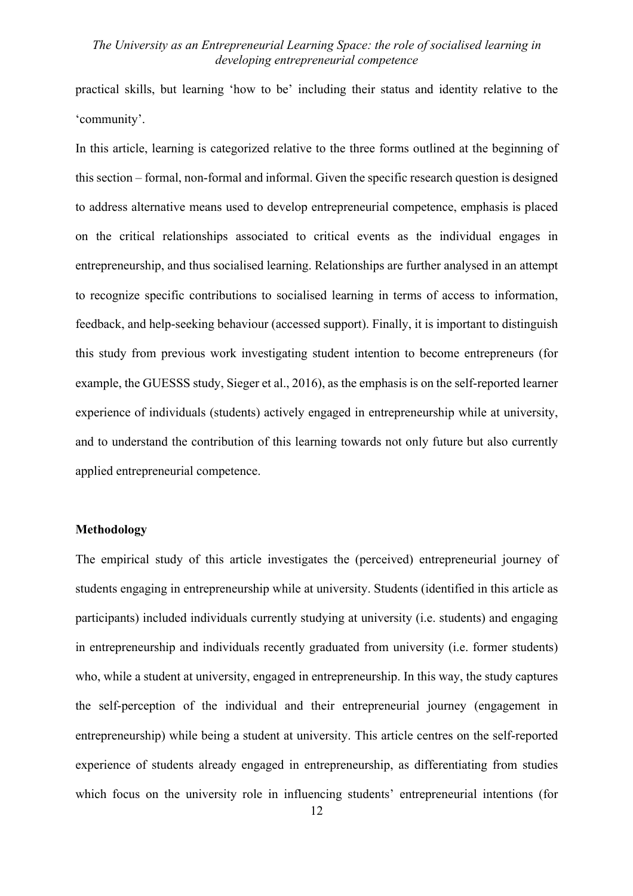practical skills, but learning 'how to be' including their status and identity relative to the 'community'.

In this article, learning is categorized relative to the three forms outlined at the beginning of this section – formal, non-formal and informal. Given the specific research question is designed to address alternative means used to develop entrepreneurial competence, emphasis is placed on the critical relationships associated to critical events as the individual engages in entrepreneurship, and thus socialised learning. Relationships are further analysed in an attempt to recognize specific contributions to socialised learning in terms of access to information, feedback, and help-seeking behaviour (accessed support). Finally, it is important to distinguish this study from previous work investigating student intention to become entrepreneurs (for example, the GUESSS study, Sieger et al., 2016), as the emphasis is on the self-reported learner experience of individuals (students) actively engaged in entrepreneurship while at university, and to understand the contribution of this learning towards not only future but also currently applied entrepreneurial competence.

## Methodology

The empirical study of this article investigates the (perceived) entrepreneurial journey of students engaging in entrepreneurship while at university. Students (identified in this article as participants) included individuals currently studying at university (i.e. students) and engaging in entrepreneurship and individuals recently graduated from university (i.e. former students) who, while a student at university, engaged in entrepreneurship. In this way, the study captures the self-perception of the individual and their entrepreneurial journey (engagement in entrepreneurship) while being a student at university. This article centres on the self-reported experience of students already engaged in entrepreneurship, as differentiating from studies which focus on the university role in influencing students' entrepreneurial intentions (for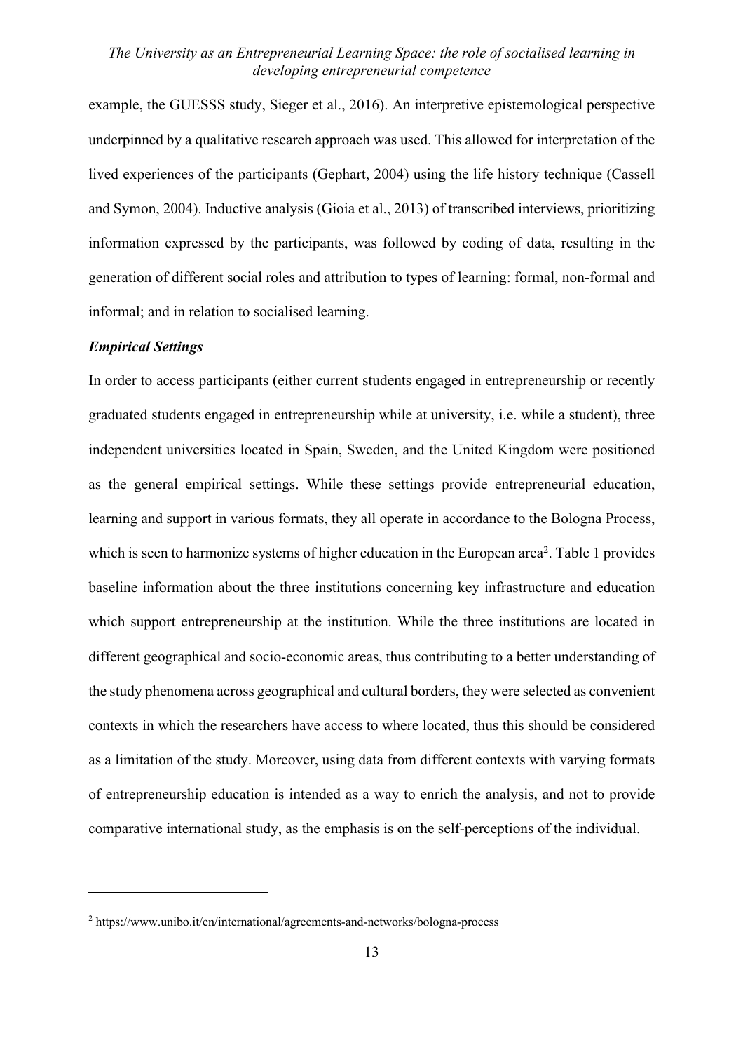example, the GUESSS study, Sieger et al., 2016). An interpretive epistemological perspective underpinned by a qualitative research approach was used. This allowed for interpretation of the lived experiences of the participants (Gephart, 2004) using the life history technique (Cassell and Symon, 2004). Inductive analysis (Gioia et al., 2013) of transcribed interviews, prioritizing information expressed by the participants, was followed by coding of data, resulting in the generation of different social roles and attribution to types of learning: formal, non-formal and informal; and in relation to socialised learning.

***Empirical Settings***

In order to access participants (either current students engaged in entrepreneurship or recently graduated students engaged in entrepreneurship while at university, i.e. while a student), three independent universities located in Spain, Sweden, and the United Kingdom were positioned as the general empirical settings. While these settings provide entrepreneurial education, learning and support in various formats, they all operate in accordance to the Bologna Process, which is seen to harmonize systems of higher education in the European area[2]. Table 1 provides baseline information about the three institutions concerning key infrastructure and education which support entrepreneurship at the institution. While the three institutions are located in different geographical and socio-economic areas, thus contributing to a better understanding of the study phenomena across geographical and cultural borders, they were selected as convenient contexts in which the researchers have access to where located, thus this should be considered as a limitation of the study. Moreover, using data from different contexts with varying formats of entrepreneurship education is intended as a way to enrich the analysis, and not to provide comparative international study, as the emphasis is on the self-perceptions of the individual.

---

[2] https://www.unibo.it/en/international/agreements-and-networks/bologna-process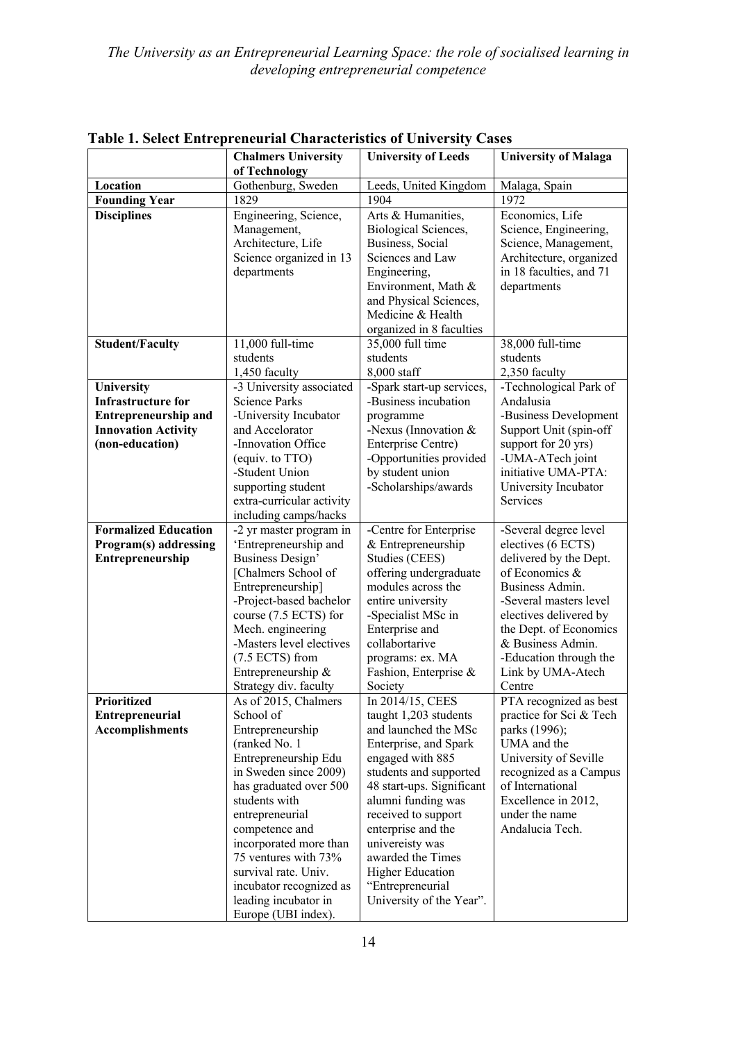**Table 1. Select Entrepreneurial Characteristics of University Cases**

| | Chalmers University of Technology | University of Leeds | University of Malaga |
|---|---|---|---|
| **Location** | Gothenburg, Sweden | Leeds, United Kingdom | Malaga, Spain |
| **Founding Year** | 1829 | 1904 | 1972 |
| **Disciplines** | Engineering, Science, Management, Architecture, Life Science organized in 13 departments | Arts & Humanities, Biological Sciences, Business, Social Sciences and Law Engineering, Environment, Math & and Physical Sciences, Medicine & Health organized in 8 faculties | Economics, Life Science, Engineering, Science, Management, Architecture, organized in 18 faculties, and 71 departments |
| **Student/Faculty** | 11,000 full-time students 1,450 faculty | 35,000 full time students 8,000 staff | 38,000 full-time students 2,350 faculty |
| **University Infrastructure for Entrepreneurship and Innovation Activity (non-education)** | -3 University associated Science Parks -University Incubator and Accelorator -Innovation Office (equiv. to TTO) -Student Union supporting student extra-curricular activity including camps/hacks | -Spark start-up services, -Business incubation programme -Nexus (Innovation & Enterprise Centre) -Opportunities provided by student union -Scholarships/awards | -Technological Park of Andalusia -Business Development Support Unit (spin-off support for 20 yrs) -UMA-ATech joint initiative UMA-PTA: University Incubator Services |
| **Formalized Education Program(s) addressing Entrepreneurship** | -2 yr master program in 'Entrepreneurship and Business Design' [Chalmers School of Entrepreneurship] -Project-based bachelor course (7.5 ECTS) for Mech. engineering -Masters level electives (7.5 ECTS) from Entrepreneurship & Strategy div. faculty | -Centre for Enterprise & Entrepreneurship Studies (CEES) offering undergraduate modules across the entire university -Specialist MSc in Enterprise and collabortarive programs: ex. MA Fashion, Enterprise & Society | -Several degree level electives (6 ECTS) delivered by the Dept. of Economics & Business Admin. -Several masters level electives delivered by the Dept. of Economics & Business Admin. -Education through the Link by UMA-Atech Centre |
| **Prioritized Entrepreneurial Accomplishments** | As of 2015, Chalmers School of Entrepreneurship (ranked No. 1 Entrepreneurship Edu in Sweden since 2009) has graduated over 500 students with entrepreneurial competence and incorporated more than 75 ventures with 73% survival rate. Univ. incubator recognized as leading incubator in Europe (UBI index). | In 2014/15, CEES taught 1,203 students and launched the MSc Enterprise, and Spark engaged with 885 students and supported 48 start-ups. Significant alumni funding was received to support enterprise and the univereisty was awarded the Times Higher Education "Entrepreneurial University of the Year". | PTA recognized as best practice for Sci & Tech parks (1996); UMA and the University of Seville recognized as a Campus of International Excellence in 2012, under the name Andalucia Tech. |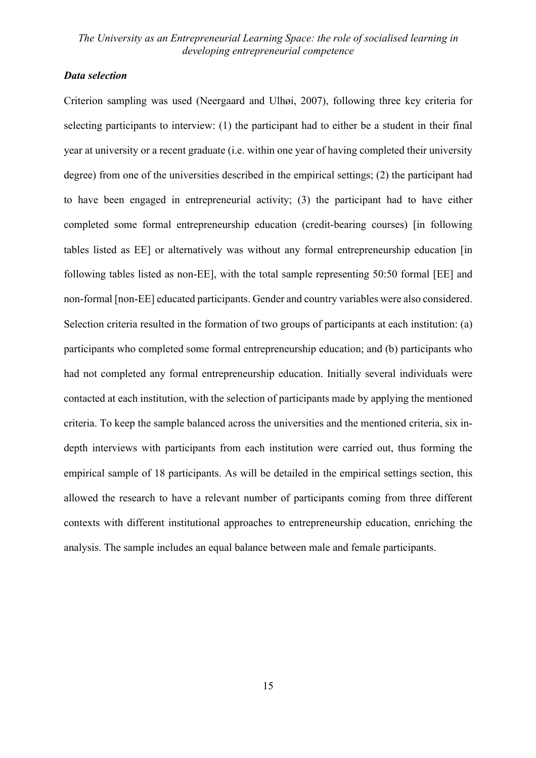***Data selection***

Criterion sampling was used (Neergaard and Ulhøi, 2007), following three key criteria for selecting participants to interview: (1) the participant had to either be a student in their final year at university or a recent graduate (i.e. within one year of having completed their university degree) from one of the universities described in the empirical settings; (2) the participant had to have been engaged in entrepreneurial activity; (3) the participant had to have either completed some formal entrepreneurship education (credit-bearing courses) [in following tables listed as EE] or alternatively was without any formal entrepreneurship education [in following tables listed as non-EE], with the total sample representing 50:50 formal [EE] and non-formal [non-EE] educated participants. Gender and country variables were also considered. Selection criteria resulted in the formation of two groups of participants at each institution: (a) participants who completed some formal entrepreneurship education; and (b) participants who had not completed any formal entrepreneurship education. Initially several individuals were contacted at each institution, with the selection of participants made by applying the mentioned criteria. To keep the sample balanced across the universities and the mentioned criteria, six in-depth interviews with participants from each institution were carried out, thus forming the empirical sample of 18 participants. As will be detailed in the empirical settings section, this allowed the research to have a relevant number of participants coming from three different contexts with different institutional approaches to entrepreneurship education, enriching the analysis. The sample includes an equal balance between male and female participants.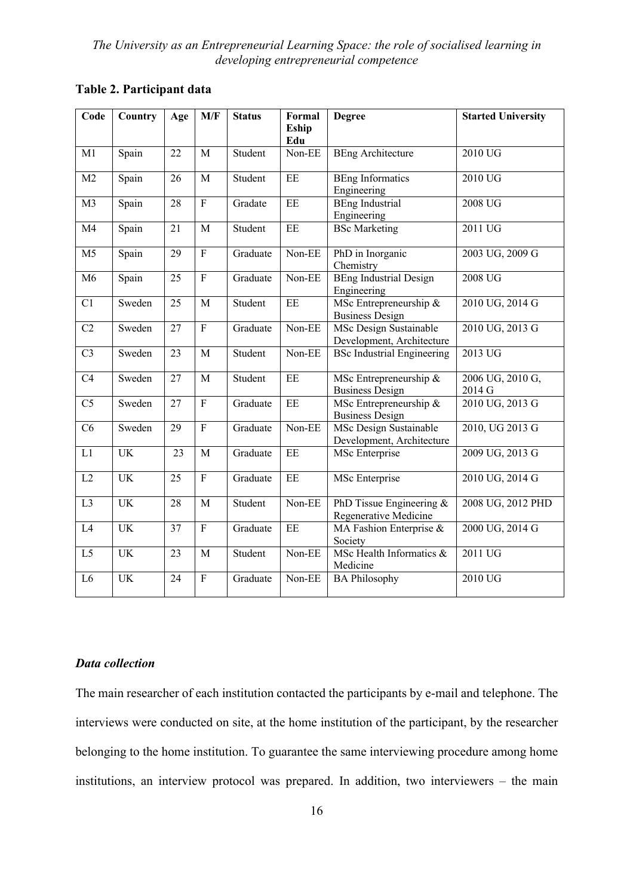**Table 2. Participant data**

| Code | Country | Age | M/F | Status | Formal Eship Edu | Degree | Started University |
|---|---|---|---|---|---|---|---|
| M1 | Spain | 22 | M | Student | Non-EE | BEng Architecture | 2010 UG |
| M2 | Spain | 26 | M | Student | EE | BEng Informatics Engineering | 2010 UG |
| M3 | Spain | 28 | F | Gradate | EE | BEng Industrial Engineering | 2008 UG |
| M4 | Spain | 21 | M | Student | EE | BSc Marketing | 2011 UG |
| M5 | Spain | 29 | F | Graduate | Non-EE | PhD in Inorganic Chemistry | 2003 UG, 2009 G |
| M6 | Spain | 25 | F | Graduate | Non-EE | BEng Industrial Design Engineering | 2008 UG |
| C1 | Sweden | 25 | M | Student | EE | MSc Entrepreneurship & Business Design | 2010 UG, 2014 G |
| C2 | Sweden | 27 | F | Graduate | Non-EE | MSc Design Sustainable Development, Architecture | 2010 UG, 2013 G |
| C3 | Sweden | 23 | M | Student | Non-EE | BSc Industrial Engineering | 2013 UG |
| C4 | Sweden | 27 | M | Student | EE | MSc Entrepreneurship & Business Design | 2006 UG, 2010 G, 2014 G |
| C5 | Sweden | 27 | F | Graduate | EE | MSc Entrepreneurship & Business Design | 2010 UG, 2013 G |
| C6 | Sweden | 29 | F | Graduate | Non-EE | MSc Design Sustainable Development, Architecture | 2010, UG 2013 G |
| L1 | UK | 23 | M | Graduate | EE | MSc Enterprise | 2009 UG, 2013 G |
| L2 | UK | 25 | F | Graduate | EE | MSc Enterprise | 2010 UG, 2014 G |
| L3 | UK | 28 | M | Student | Non-EE | PhD Tissue Engineering & Regenerative Medicine | 2008 UG, 2012 PHD |
| L4 | UK | 37 | F | Graduate | EE | MA Fashion Enterprise & Society | 2000 UG, 2014 G |
| L5 | UK | 23 | M | Student | Non-EE | MSc Health Informatics & Medicine | 2011 UG |
| L6 | UK | 24 | F | Graduate | Non-EE | BA Philosophy | 2010 UG |

### *Data collection*

The main researcher of each institution contacted the participants by e-mail and telephone. The interviews were conducted on site, at the home institution of the participant, by the researcher belonging to the home institution. To guarantee the same interviewing procedure among home institutions, an interview protocol was prepared. In addition, two interviewers – the main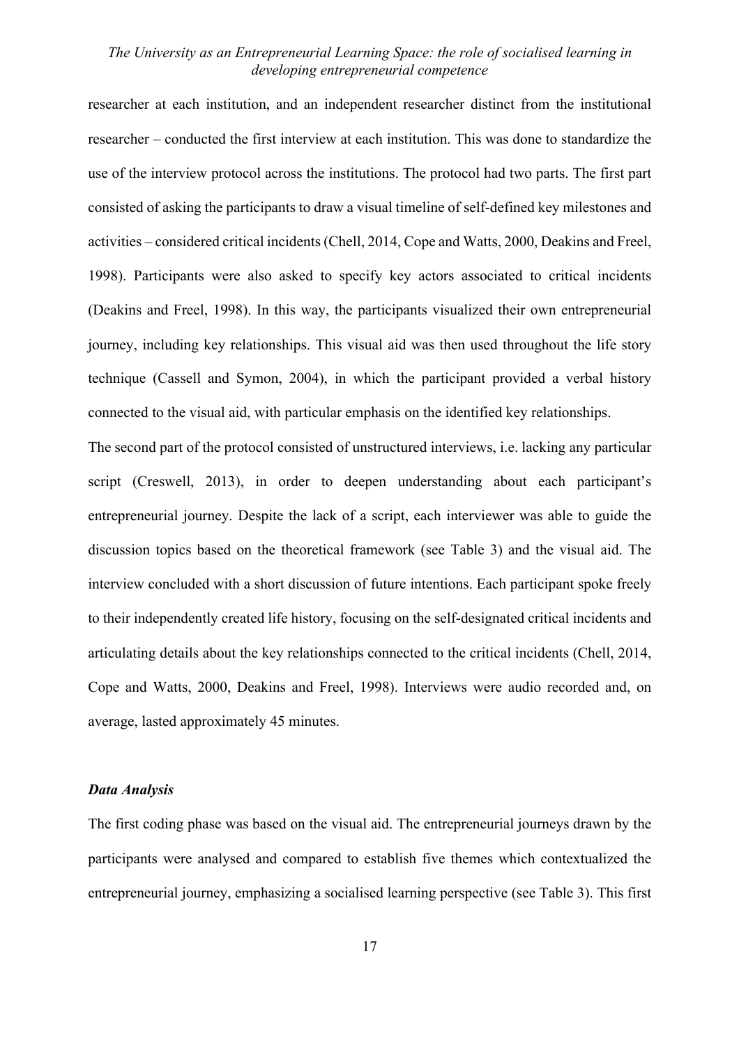researcher at each institution, and an independent researcher distinct from the institutional researcher – conducted the first interview at each institution. This was done to standardize the use of the interview protocol across the institutions. The protocol had two parts. The first part consisted of asking the participants to draw a visual timeline of self-defined key milestones and activities – considered critical incidents (Chell, 2014, Cope and Watts, 2000, Deakins and Freel, 1998). Participants were also asked to specify key actors associated to critical incidents (Deakins and Freel, 1998). In this way, the participants visualized their own entrepreneurial journey, including key relationships. This visual aid was then used throughout the life story technique (Cassell and Symon, 2004), in which the participant provided a verbal history connected to the visual aid, with particular emphasis on the identified key relationships.

The second part of the protocol consisted of unstructured interviews, i.e. lacking any particular script (Creswell, 2013), in order to deepen understanding about each participant's entrepreneurial journey. Despite the lack of a script, each interviewer was able to guide the discussion topics based on the theoretical framework (see Table 3) and the visual aid. The interview concluded with a short discussion of future intentions. Each participant spoke freely to their independently created life history, focusing on the self-designated critical incidents and articulating details about the key relationships connected to the critical incidents (Chell, 2014, Cope and Watts, 2000, Deakins and Freel, 1998). Interviews were audio recorded and, on average, lasted approximately 45 minutes.

### *Data Analysis*

The first coding phase was based on the visual aid. The entrepreneurial journeys drawn by the participants were analysed and compared to establish five themes which contextualized the entrepreneurial journey, emphasizing a socialised learning perspective (see Table 3). This first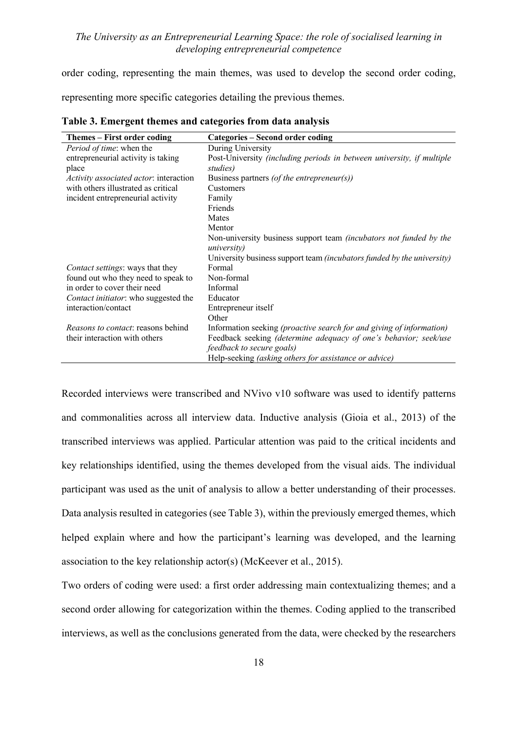order coding, representing the main themes, was used to develop the second order coding, representing more specific categories detailing the previous themes.

**Table 3. Emergent themes and categories from data analysis**

| Themes – First order coding | Categories – Second order coding |
|---|---|
| *Period of time*: when the entrepreneurial activity is taking place | During University |
| | Post-University *(including periods in between university, if multiple studies)* |
| *Activity associated actor*: interaction with others illustrated as critical incident entrepreneurial activity | Business partners *(of the entrepreneur(s))* |
| | Customers |
| | Family |
| | Friends |
| | Mates |
| | Mentor |
| | Non-university business support team *(incubators not funded by the university)* |
| | University business support team *(incubators funded by the university)* |
| *Contact settings*: ways that they found out who they need to speak to in order to cover their need | Formal |
| | Non-formal |
| | Informal |
| *Contact initiator*: who suggested the interaction/contact | Educator |
| | Entrepreneur itself |
| | Other |
| *Reasons to contact*: reasons behind their interaction with others | Information seeking *(proactive search for and giving of information)* |
| | Feedback seeking *(determine adequacy of one's behavior; seek/use feedback to secure goals)* |
| | Help-seeking *(asking others for assistance or advice)* |

Recorded interviews were transcribed and NVivo v10 software was used to identify patterns and commonalities across all interview data. Inductive analysis (Gioia et al., 2013) of the transcribed interviews was applied. Particular attention was paid to the critical incidents and key relationships identified, using the themes developed from the visual aids. The individual participant was used as the unit of analysis to allow a better understanding of their processes. Data analysis resulted in categories (see Table 3), within the previously emerged themes, which helped explain where and how the participant's learning was developed, and the learning association to the key relationship actor(s) (McKeever et al., 2015).

Two orders of coding were used: a first order addressing main contextualizing themes; and a second order allowing for categorization within the themes. Coding applied to the transcribed interviews, as well as the conclusions generated from the data, were checked by the researchers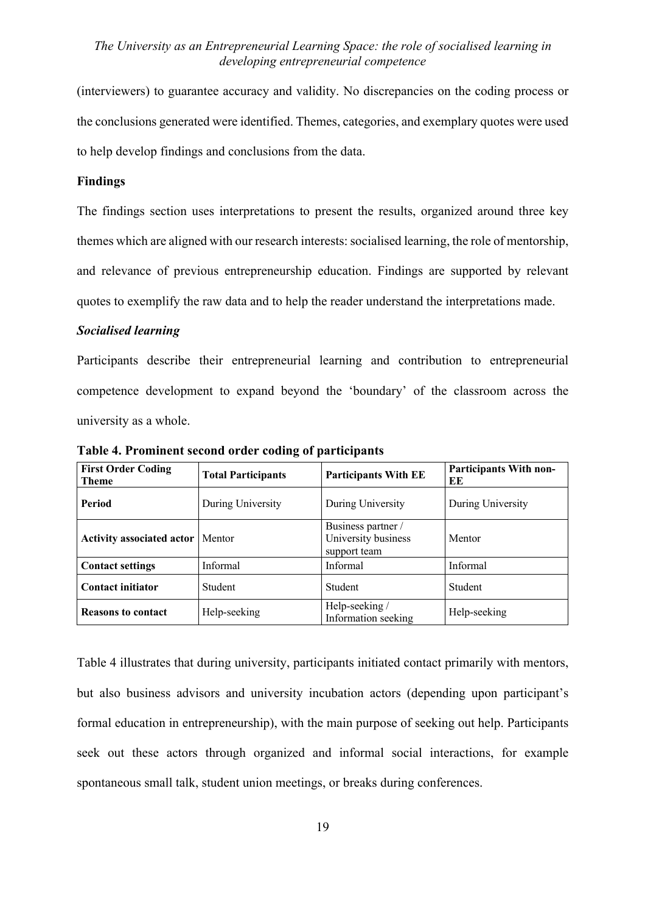(interviewers) to guarantee accuracy and validity. No discrepancies on the coding process or the conclusions generated were identified. Themes, categories, and exemplary quotes were used to help develop findings and conclusions from the data.

## Findings

The findings section uses interpretations to present the results, organized around three key themes which are aligned with our research interests: socialised learning, the role of mentorship, and relevance of previous entrepreneurship education. Findings are supported by relevant quotes to exemplify the raw data and to help the reader understand the interpretations made.

### *Socialised learning*

Participants describe their entrepreneurial learning and contribution to entrepreneurial competence development to expand beyond the 'boundary' of the classroom across the university as a whole.

**Table 4. Prominent second order coding of participants**

| First Order Coding Theme | Total Participants | Participants With EE | Participants With non-EE |
|---|---|---|---|
| **Period** | During University | During University | During University |
| **Activity associated actor** | Mentor | Business partner / University business support team | Mentor |
| **Contact settings** | Informal | Informal | Informal |
| **Contact initiator** | Student | Student | Student |
| **Reasons to contact** | Help-seeking | Help-seeking / Information seeking | Help-seeking |

Table 4 illustrates that during university, participants initiated contact primarily with mentors, but also business advisors and university incubation actors (depending upon participant's formal education in entrepreneurship), with the main purpose of seeking out help. Participants seek out these actors through organized and informal social interactions, for example spontaneous small talk, student union meetings, or breaks during conferences.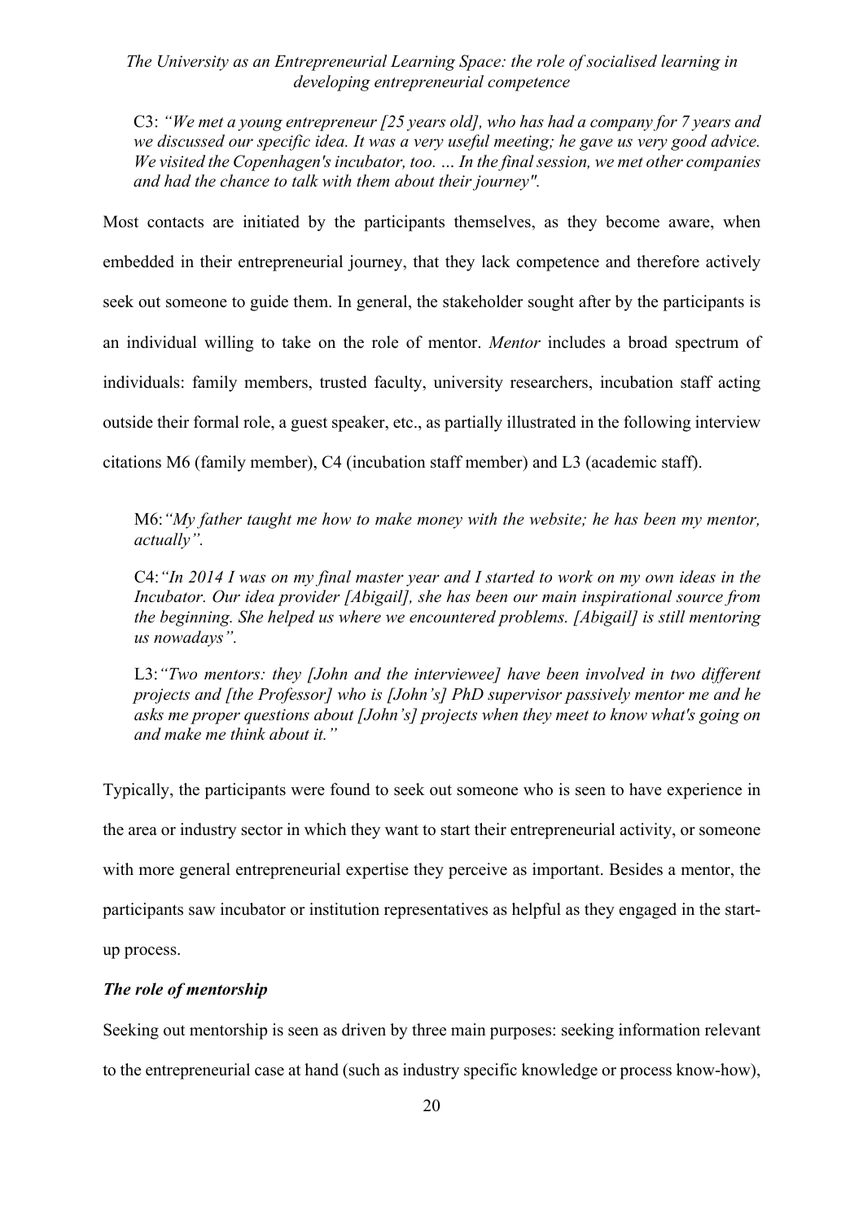> C3: *"We met a young entrepreneur [25 years old], who has had a company for 7 years and we discussed our specific idea. It was a very useful meeting; he gave us very good advice. We visited the Copenhagen's incubator, too. … In the final session, we met other companies and had the chance to talk with them about their journey".*

Most contacts are initiated by the participants themselves, as they become aware, when embedded in their entrepreneurial journey, that they lack competence and therefore actively seek out someone to guide them. In general, the stakeholder sought after by the participants is an individual willing to take on the role of mentor. *Mentor* includes a broad spectrum of individuals: family members, trusted faculty, university researchers, incubation staff acting outside their formal role, a guest speaker, etc., as partially illustrated in the following interview citations M6 (family member), C4 (incubation staff member) and L3 (academic staff).

> M6:*"My father taught me how to make money with the website; he has been my mentor, actually".*

> C4:*"In 2014 I was on my final master year and I started to work on my own ideas in the Incubator. Our idea provider [Abigail], she has been our main inspirational source from the beginning. She helped us where we encountered problems. [Abigail] is still mentoring us nowadays".*

> L3:*"Two mentors: they [John and the interviewee] have been involved in two different projects and [the Professor] who is [John's] PhD supervisor passively mentor me and he asks me proper questions about [John's] projects when they meet to know what's going on and make me think about it."*

Typically, the participants were found to seek out someone who is seen to have experience in the area or industry sector in which they want to start their entrepreneurial activity, or someone with more general entrepreneurial expertise they perceive as important. Besides a mentor, the participants saw incubator or institution representatives as helpful as they engaged in the start-up process.

***The role of mentorship***

Seeking out mentorship is seen as driven by three main purposes: seeking information relevant to the entrepreneurial case at hand (such as industry specific knowledge or process know-how),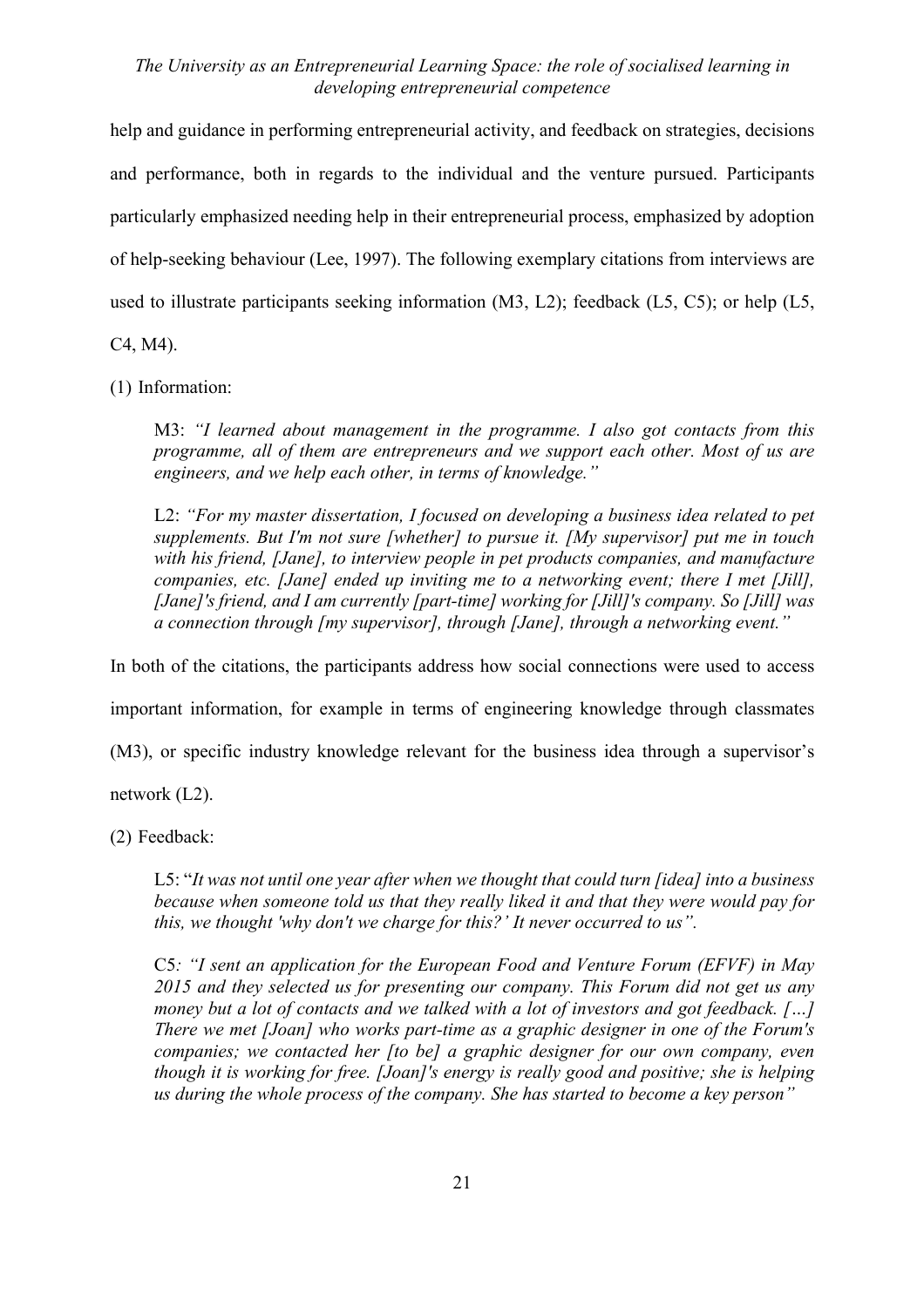help and guidance in performing entrepreneurial activity, and feedback on strategies, decisions and performance, both in regards to the individual and the venture pursued. Participants particularly emphasized needing help in their entrepreneurial process, emphasized by adoption of help-seeking behaviour (Lee, 1997). The following exemplary citations from interviews are used to illustrate participants seeking information (M3, L2); feedback (L5, C5); or help (L5, C4, M4).

(1) Information:

> M3: *"I learned about management in the programme. I also got contacts from this programme, all of them are entrepreneurs and we support each other. Most of us are engineers, and we help each other, in terms of knowledge."*
>
> L2: *"For my master dissertation, I focused on developing a business idea related to pet supplements. But I'm not sure [whether] to pursue it. [My supervisor] put me in touch with his friend, [Jane], to interview people in pet products companies, and manufacture companies, etc. [Jane] ended up inviting me to a networking event; there I met [Jill], [Jane]'s friend, and I am currently [part-time] working for [Jill]'s company. So [Jill] was a connection through [my supervisor], through [Jane], through a networking event."*

In both of the citations, the participants address how social connections were used to access important information, for example in terms of engineering knowledge through classmates (M3), or specific industry knowledge relevant for the business idea through a supervisor's network (L2).

(2) Feedback:

> L5: "*It was not until one year after when we thought that could turn [idea] into a business because when someone told us that they really liked it and that they were would pay for this, we thought 'why don't we charge for this?' It never occurred to us"*.
>
> C5*: "I sent an application for the European Food and Venture Forum (EFVF) in May 2015 and they selected us for presenting our company. This Forum did not get us any money but a lot of contacts and we talked with a lot of investors and got feedback. […] There we met [Joan] who works part-time as a graphic designer in one of the Forum's companies; we contacted her [to be] a graphic designer for our own company, even though it is working for free. [Joan]'s energy is really good and positive; she is helping us during the whole process of the company. She has started to become a key person"*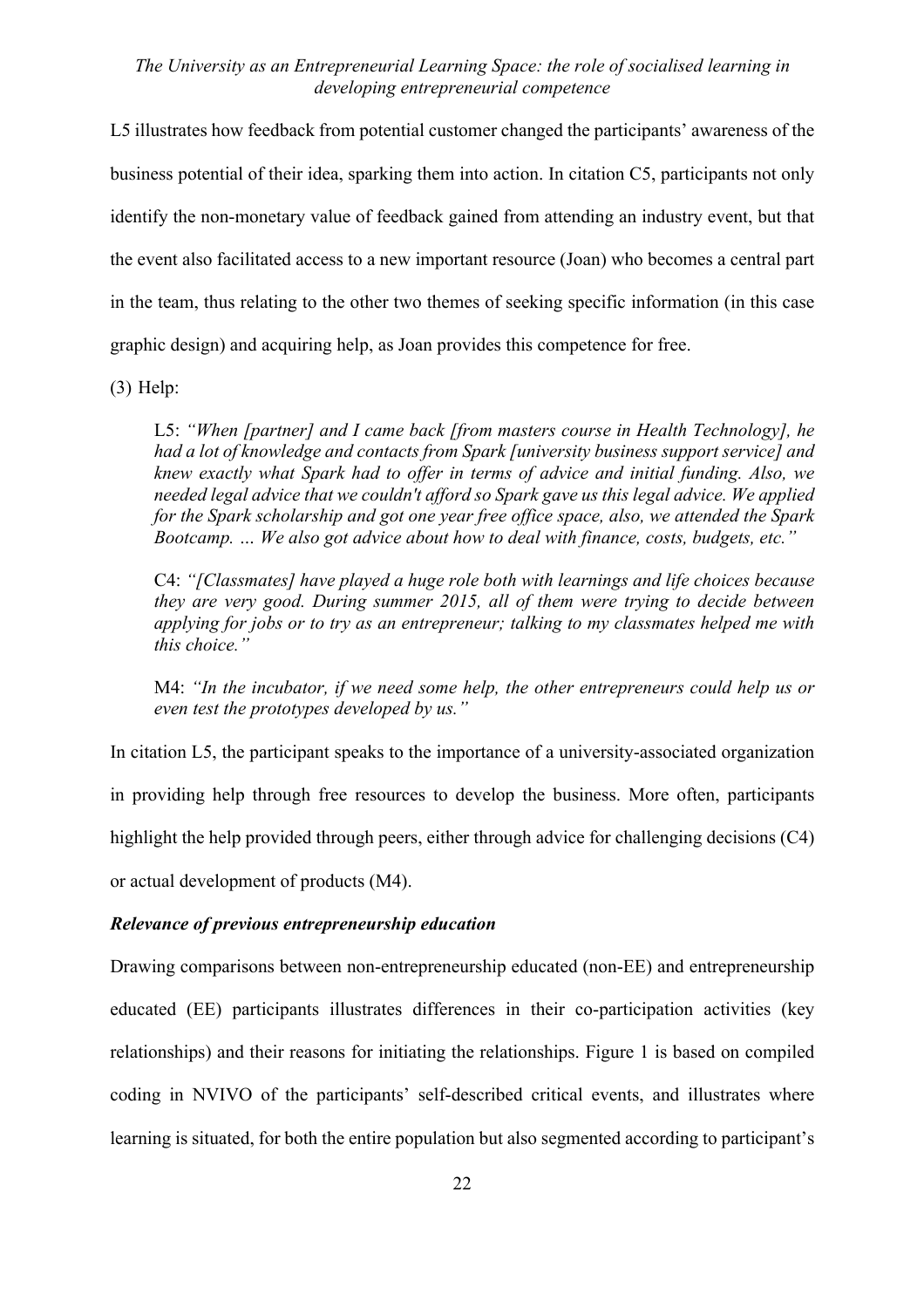L5 illustrates how feedback from potential customer changed the participants' awareness of the business potential of their idea, sparking them into action. In citation C5, participants not only identify the non-monetary value of feedback gained from attending an industry event, but that the event also facilitated access to a new important resource (Joan) who becomes a central part in the team, thus relating to the other two themes of seeking specific information (in this case graphic design) and acquiring help, as Joan provides this competence for free.

(3) Help:

> L5: *"When [partner] and I came back [from masters course in Health Technology], he had a lot of knowledge and contacts from Spark [university business support service] and knew exactly what Spark had to offer in terms of advice and initial funding. Also, we needed legal advice that we couldn't afford so Spark gave us this legal advice. We applied for the Spark scholarship and got one year free office space, also, we attended the Spark Bootcamp. … We also got advice about how to deal with finance, costs, budgets, etc."*
>
> C4: *"[Classmates] have played a huge role both with learnings and life choices because they are very good. During summer 2015, all of them were trying to decide between applying for jobs or to try as an entrepreneur; talking to my classmates helped me with this choice."*
>
> M4: *"In the incubator, if we need some help, the other entrepreneurs could help us or even test the prototypes developed by us."*

In citation L5, the participant speaks to the importance of a university-associated organization in providing help through free resources to develop the business. More often, participants highlight the help provided through peers, either through advice for challenging decisions (C4) or actual development of products (M4).

***Relevance of previous entrepreneurship education***

Drawing comparisons between non-entrepreneurship educated (non-EE) and entrepreneurship educated (EE) participants illustrates differences in their co-participation activities (key relationships) and their reasons for initiating the relationships. Figure 1 is based on compiled coding in NVIVO of the participants' self-described critical events, and illustrates where learning is situated, for both the entire population but also segmented according to participant's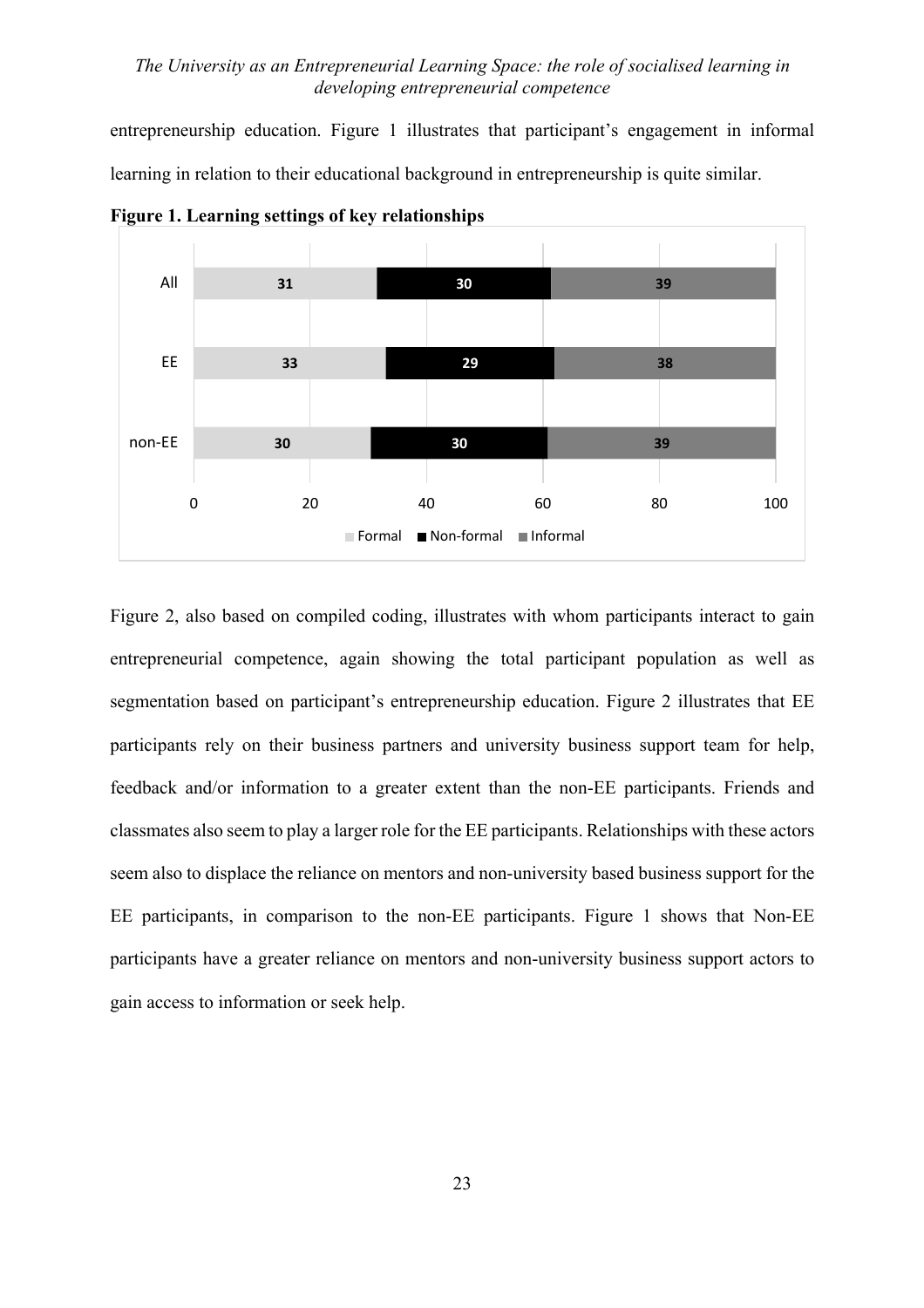entrepreneurship education. Figure 1 illustrates that participant's engagement in informal learning in relation to their educational background in entrepreneurship is quite similar.

**Figure 1. Learning settings of key relationships**

| | Formal | Non-formal | Informal |
|---|---|---|---|
| All | 31 | 30 | 39 |
| EE | 33 | 29 | 38 |
| non-EE | 30 | 30 | 39 |

Figure 2, also based on compiled coding, illustrates with whom participants interact to gain entrepreneurial competence, again showing the total participant population as well as segmentation based on participant's entrepreneurship education. Figure 2 illustrates that EE participants rely on their business partners and university business support team for help, feedback and/or information to a greater extent than the non-EE participants. Friends and classmates also seem to play a larger role for the EE participants. Relationships with these actors seem also to displace the reliance on mentors and non-university based business support for the EE participants, in comparison to the non-EE participants. Figure 1 shows that Non-EE participants have a greater reliance on mentors and non-university business support actors to gain access to information or seek help.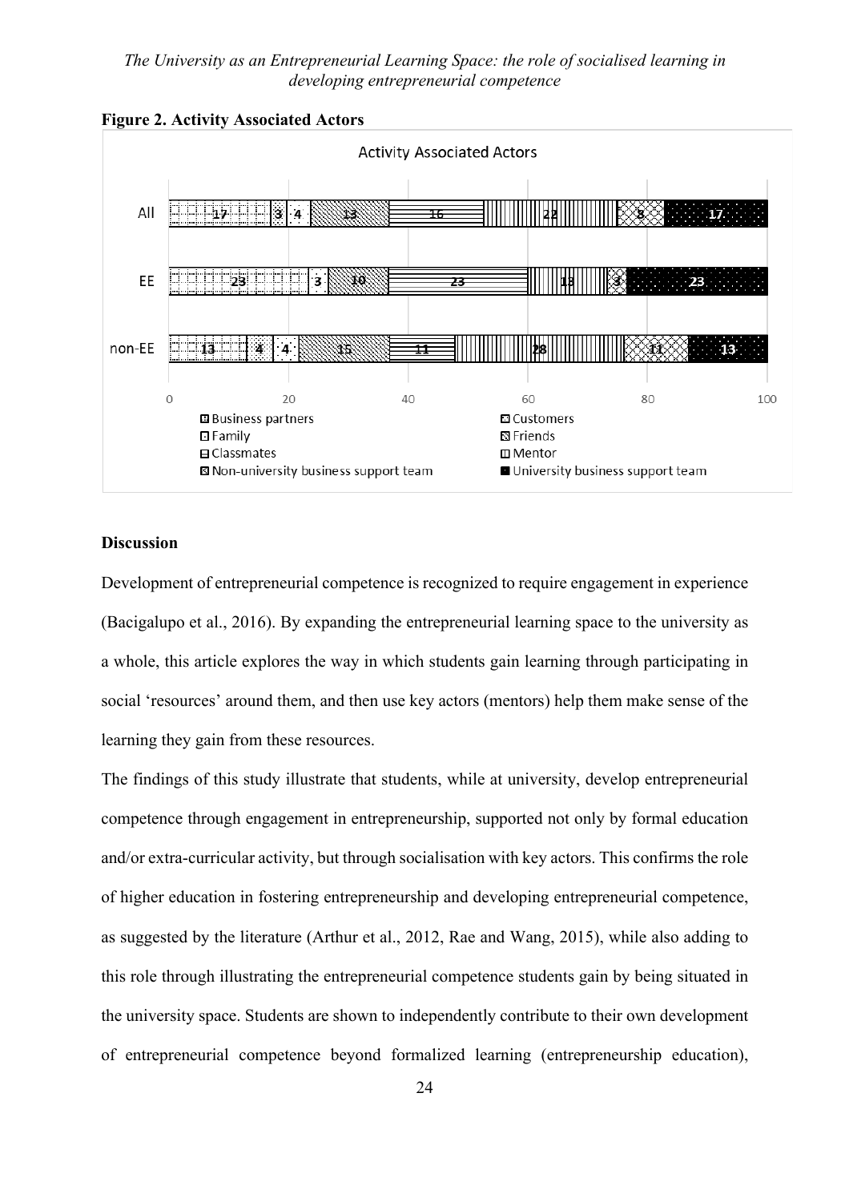**Figure 2. Activity Associated Actors**

| | Business partners | Customers | Family | Friends | Classmates | Mentor | Non-university business support team | University business support team |
|---|---|---|---|---|---|---|---|---|
| All | 17 | 3 | 4 | 13 | 16 | 22 | 8 | 17 |
| EE | 23 | 3 | | 10 | 23 | 13 | 3 | 23 |
| non-EE | 13 | 4 | 4 | 15 | 11 | 28 | 11 | 13 |

## Discussion

Development of entrepreneurial competence is recognized to require engagement in experience (Bacigalupo et al., 2016). By expanding the entrepreneurial learning space to the university as a whole, this article explores the way in which students gain learning through participating in social 'resources' around them, and then use key actors (mentors) help them make sense of the learning they gain from these resources.

The findings of this study illustrate that students, while at university, develop entrepreneurial competence through engagement in entrepreneurship, supported not only by formal education and/or extra-curricular activity, but through socialisation with key actors. This confirms the role of higher education in fostering entrepreneurship and developing entrepreneurial competence, as suggested by the literature (Arthur et al., 2012, Rae and Wang, 2015), while also adding to this role through illustrating the entrepreneurial competence students gain by being situated in the university space. Students are shown to independently contribute to their own development of entrepreneurial competence beyond formalized learning (entrepreneurship education),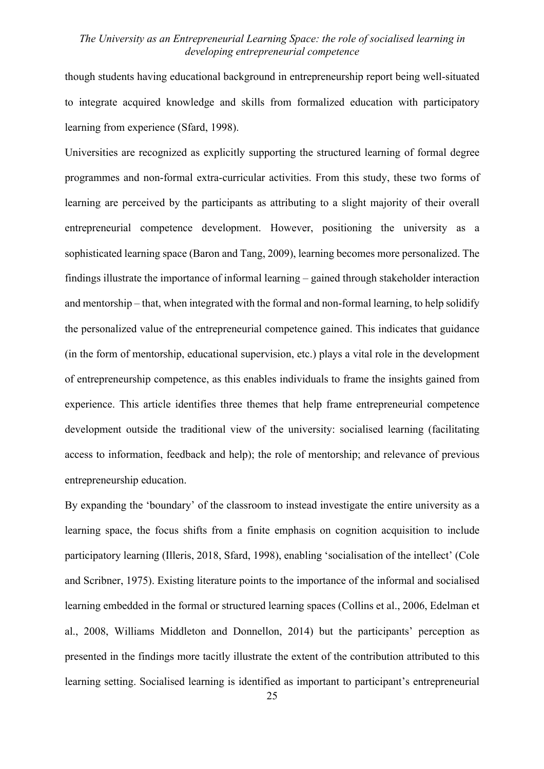though students having educational background in entrepreneurship report being well-situated to integrate acquired knowledge and skills from formalized education with participatory learning from experience (Sfard, 1998).

Universities are recognized as explicitly supporting the structured learning of formal degree programmes and non-formal extra-curricular activities. From this study, these two forms of learning are perceived by the participants as attributing to a slight majority of their overall entrepreneurial competence development. However, positioning the university as a sophisticated learning space (Baron and Tang, 2009), learning becomes more personalized. The findings illustrate the importance of informal learning – gained through stakeholder interaction and mentorship – that, when integrated with the formal and non-formal learning, to help solidify the personalized value of the entrepreneurial competence gained. This indicates that guidance (in the form of mentorship, educational supervision, etc.) plays a vital role in the development of entrepreneurship competence, as this enables individuals to frame the insights gained from experience. This article identifies three themes that help frame entrepreneurial competence development outside the traditional view of the university: socialised learning (facilitating access to information, feedback and help); the role of mentorship; and relevance of previous entrepreneurship education.

By expanding the 'boundary' of the classroom to instead investigate the entire university as a learning space, the focus shifts from a finite emphasis on cognition acquisition to include participatory learning (Illeris, 2018, Sfard, 1998), enabling 'socialisation of the intellect' (Cole and Scribner, 1975). Existing literature points to the importance of the informal and socialised learning embedded in the formal or structured learning spaces (Collins et al., 2006, Edelman et al., 2008, Williams Middleton and Donnellon, 2014) but the participants' perception as presented in the findings more tacitly illustrate the extent of the contribution attributed to this learning setting. Socialised learning is identified as important to participant's entrepreneurial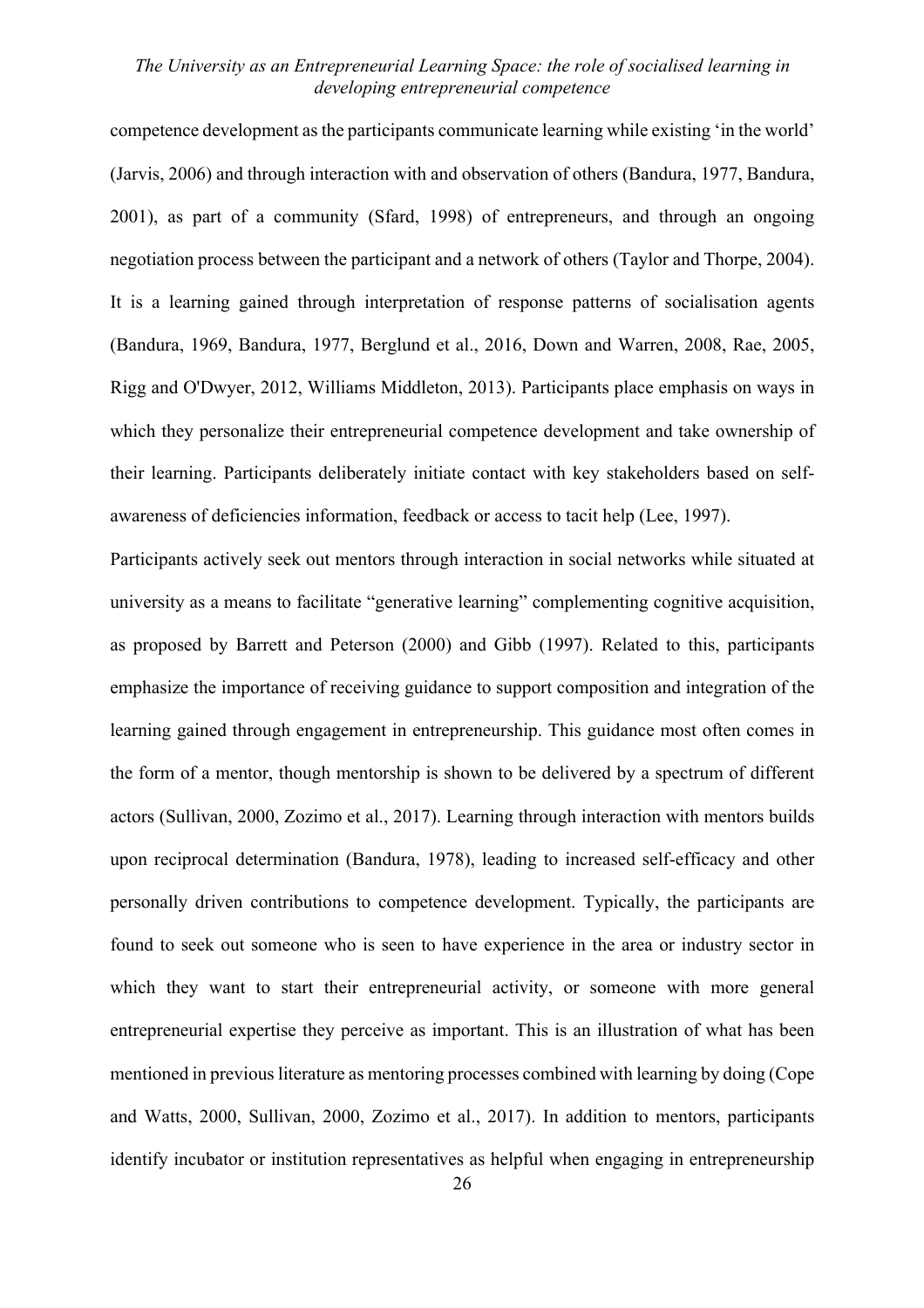competence development as the participants communicate learning while existing 'in the world' (Jarvis, 2006) and through interaction with and observation of others (Bandura, 1977, Bandura, 2001), as part of a community (Sfard, 1998) of entrepreneurs, and through an ongoing negotiation process between the participant and a network of others (Taylor and Thorpe, 2004). It is a learning gained through interpretation of response patterns of socialisation agents (Bandura, 1969, Bandura, 1977, Berglund et al., 2016, Down and Warren, 2008, Rae, 2005, Rigg and O'Dwyer, 2012, Williams Middleton, 2013). Participants place emphasis on ways in which they personalize their entrepreneurial competence development and take ownership of their learning. Participants deliberately initiate contact with key stakeholders based on self-awareness of deficiencies information, feedback or access to tacit help (Lee, 1997).

Participants actively seek out mentors through interaction in social networks while situated at university as a means to facilitate "generative learning" complementing cognitive acquisition, as proposed by Barrett and Peterson (2000) and Gibb (1997). Related to this, participants emphasize the importance of receiving guidance to support composition and integration of the learning gained through engagement in entrepreneurship. This guidance most often comes in the form of a mentor, though mentorship is shown to be delivered by a spectrum of different actors (Sullivan, 2000, Zozimo et al., 2017). Learning through interaction with mentors builds upon reciprocal determination (Bandura, 1978), leading to increased self-efficacy and other personally driven contributions to competence development. Typically, the participants are found to seek out someone who is seen to have experience in the area or industry sector in which they want to start their entrepreneurial activity, or someone with more general entrepreneurial expertise they perceive as important. This is an illustration of what has been mentioned in previous literature as mentoring processes combined with learning by doing (Cope and Watts, 2000, Sullivan, 2000, Zozimo et al., 2017). In addition to mentors, participants identify incubator or institution representatives as helpful when engaging in entrepreneurship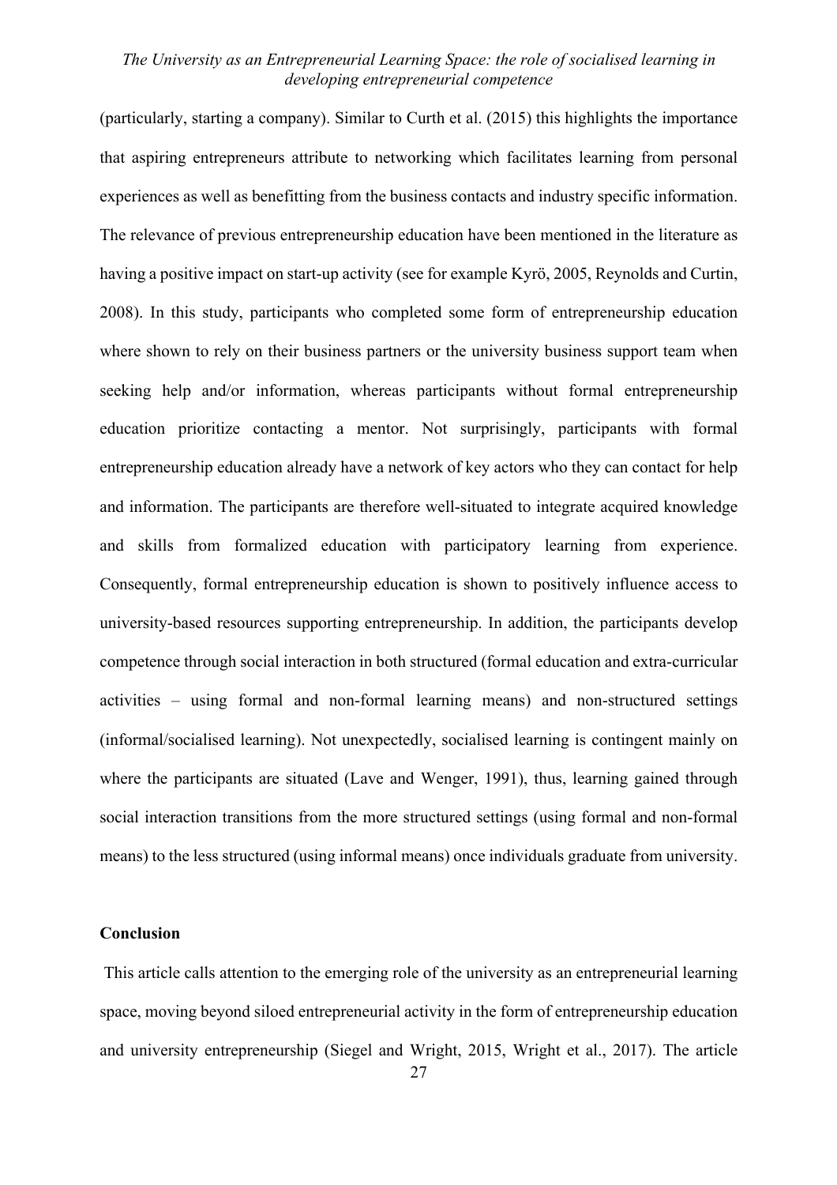(particularly, starting a company). Similar to Curth et al. (2015) this highlights the importance that aspiring entrepreneurs attribute to networking which facilitates learning from personal experiences as well as benefitting from the business contacts and industry specific information. The relevance of previous entrepreneurship education have been mentioned in the literature as having a positive impact on start-up activity (see for example Kyrö, 2005, Reynolds and Curtin, 2008). In this study, participants who completed some form of entrepreneurship education where shown to rely on their business partners or the university business support team when seeking help and/or information, whereas participants without formal entrepreneurship education prioritize contacting a mentor. Not surprisingly, participants with formal entrepreneurship education already have a network of key actors who they can contact for help and information. The participants are therefore well-situated to integrate acquired knowledge and skills from formalized education with participatory learning from experience. Consequently, formal entrepreneurship education is shown to positively influence access to university-based resources supporting entrepreneurship. In addition, the participants develop competence through social interaction in both structured (formal education and extra-curricular activities – using formal and non-formal learning means) and non-structured settings (informal/socialised learning). Not unexpectedly, socialised learning is contingent mainly on where the participants are situated (Lave and Wenger, 1991), thus, learning gained through social interaction transitions from the more structured settings (using formal and non-formal means) to the less structured (using informal means) once individuals graduate from university.

## Conclusion

This article calls attention to the emerging role of the university as an entrepreneurial learning space, moving beyond siloed entrepreneurial activity in the form of entrepreneurship education and university entrepreneurship (Siegel and Wright, 2015, Wright et al., 2017). The article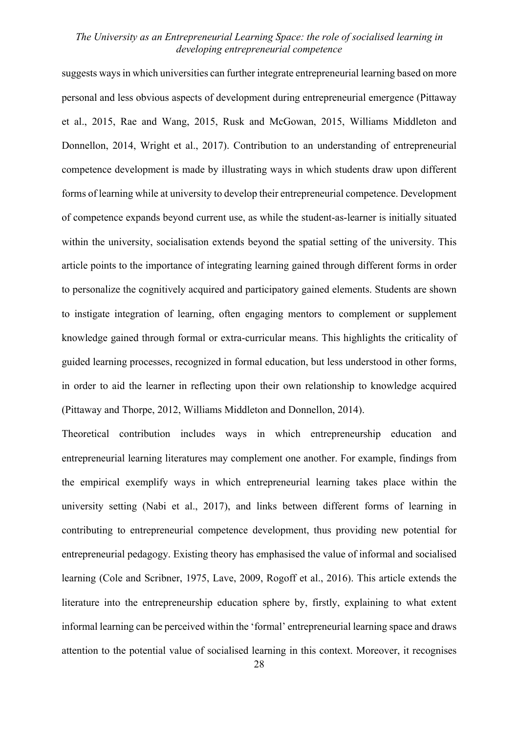suggests ways in which universities can further integrate entrepreneurial learning based on more personal and less obvious aspects of development during entrepreneurial emergence (Pittaway et al., 2015, Rae and Wang, 2015, Rusk and McGowan, 2015, Williams Middleton and Donnellon, 2014, Wright et al., 2017). Contribution to an understanding of entrepreneurial competence development is made by illustrating ways in which students draw upon different forms of learning while at university to develop their entrepreneurial competence. Development of competence expands beyond current use, as while the student-as-learner is initially situated within the university, socialisation extends beyond the spatial setting of the university. This article points to the importance of integrating learning gained through different forms in order to personalize the cognitively acquired and participatory gained elements. Students are shown to instigate integration of learning, often engaging mentors to complement or supplement knowledge gained through formal or extra-curricular means. This highlights the criticality of guided learning processes, recognized in formal education, but less understood in other forms, in order to aid the learner in reflecting upon their own relationship to knowledge acquired (Pittaway and Thorpe, 2012, Williams Middleton and Donnellon, 2014).

Theoretical contribution includes ways in which entrepreneurship education and entrepreneurial learning literatures may complement one another. For example, findings from the empirical exemplify ways in which entrepreneurial learning takes place within the university setting (Nabi et al., 2017), and links between different forms of learning in contributing to entrepreneurial competence development, thus providing new potential for entrepreneurial pedagogy. Existing theory has emphasised the value of informal and socialised learning (Cole and Scribner, 1975, Lave, 2009, Rogoff et al., 2016). This article extends the literature into the entrepreneurship education sphere by, firstly, explaining to what extent informal learning can be perceived within the 'formal' entrepreneurial learning space and draws attention to the potential value of socialised learning in this context. Moreover, it recognises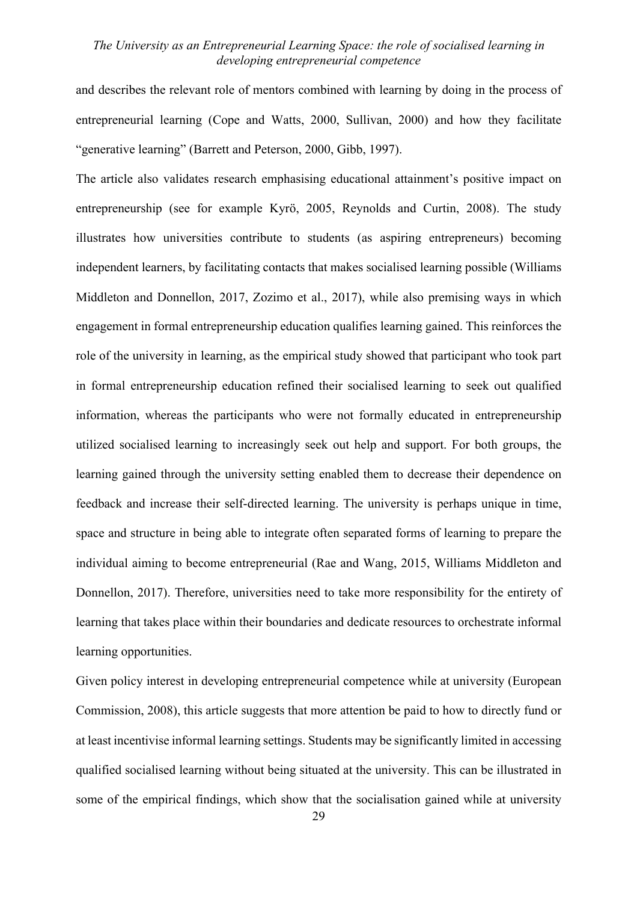and describes the relevant role of mentors combined with learning by doing in the process of entrepreneurial learning (Cope and Watts, 2000, Sullivan, 2000) and how they facilitate "generative learning" (Barrett and Peterson, 2000, Gibb, 1997).

The article also validates research emphasising educational attainment's positive impact on entrepreneurship (see for example Kyrö, 2005, Reynolds and Curtin, 2008). The study illustrates how universities contribute to students (as aspiring entrepreneurs) becoming independent learners, by facilitating contacts that makes socialised learning possible (Williams Middleton and Donnellon, 2017, Zozimo et al., 2017), while also premising ways in which engagement in formal entrepreneurship education qualifies learning gained. This reinforces the role of the university in learning, as the empirical study showed that participant who took part in formal entrepreneurship education refined their socialised learning to seek out qualified information, whereas the participants who were not formally educated in entrepreneurship utilized socialised learning to increasingly seek out help and support. For both groups, the learning gained through the university setting enabled them to decrease their dependence on feedback and increase their self-directed learning. The university is perhaps unique in time, space and structure in being able to integrate often separated forms of learning to prepare the individual aiming to become entrepreneurial (Rae and Wang, 2015, Williams Middleton and Donnellon, 2017). Therefore, universities need to take more responsibility for the entirety of learning that takes place within their boundaries and dedicate resources to orchestrate informal learning opportunities.

Given policy interest in developing entrepreneurial competence while at university (European Commission, 2008), this article suggests that more attention be paid to how to directly fund or at least incentivise informal learning settings. Students may be significantly limited in accessing qualified socialised learning without being situated at the university. This can be illustrated in some of the empirical findings, which show that the socialisation gained while at university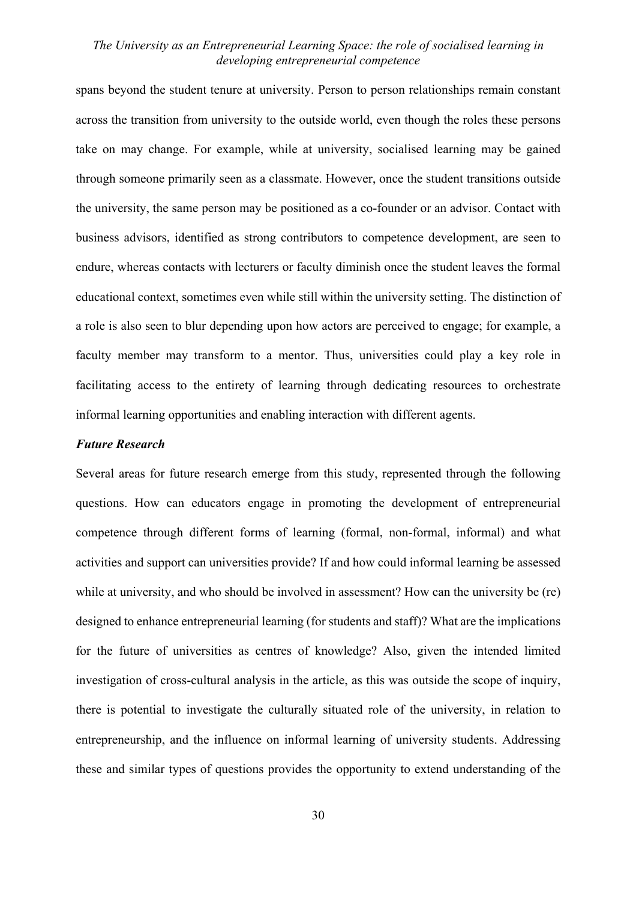spans beyond the student tenure at university. Person to person relationships remain constant across the transition from university to the outside world, even though the roles these persons take on may change. For example, while at university, socialised learning may be gained through someone primarily seen as a classmate. However, once the student transitions outside the university, the same person may be positioned as a co-founder or an advisor. Contact with business advisors, identified as strong contributors to competence development, are seen to endure, whereas contacts with lecturers or faculty diminish once the student leaves the formal educational context, sometimes even while still within the university setting. The distinction of a role is also seen to blur depending upon how actors are perceived to engage; for example, a faculty member may transform to a mentor. Thus, universities could play a key role in facilitating access to the entirety of learning through dedicating resources to orchestrate informal learning opportunities and enabling interaction with different agents.

***Future Research***

Several areas for future research emerge from this study, represented through the following questions. How can educators engage in promoting the development of entrepreneurial competence through different forms of learning (formal, non-formal, informal) and what activities and support can universities provide? If and how could informal learning be assessed while at university, and who should be involved in assessment? How can the university be (re) designed to enhance entrepreneurial learning (for students and staff)? What are the implications for the future of universities as centres of knowledge? Also, given the intended limited investigation of cross-cultural analysis in the article, as this was outside the scope of inquiry, there is potential to investigate the culturally situated role of the university, in relation to entrepreneurship, and the influence on informal learning of university students. Addressing these and similar types of questions provides the opportunity to extend understanding of the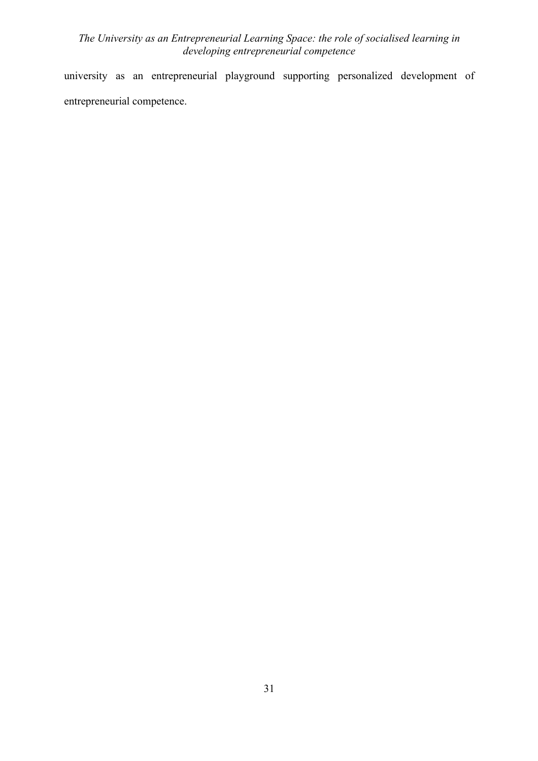university as an entrepreneurial playground supporting personalized development of entrepreneurial competence.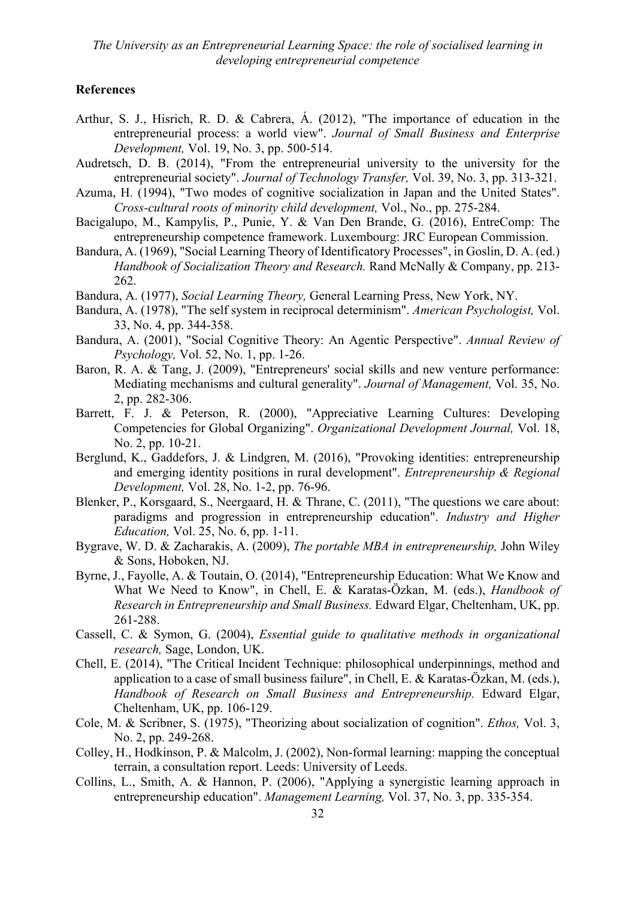## References

Arthur, S. J., Hisrich, R. D. & Cabrera, Á. (2012), "The importance of education in the entrepreneurial process: a world view". *Journal of Small Business and Enterprise Development,* Vol. 19, No. 3, pp. 500-514.

Audretsch, D. B. (2014), "From the entrepreneurial university to the university for the entrepreneurial society". *Journal of Technology Transfer,* Vol. 39, No. 3, pp. 313-321.

Azuma, H. (1994), "Two modes of cognitive socialization in Japan and the United States". *Cross-cultural roots of minority child development,* Vol., No., pp. 275-284.

Bacigalupo, M., Kampylis, P., Punie, Y. & Van Den Brande, G. (2016), EntreComp: The entrepreneurship competence framework. Luxembourg: JRC European Commission.

Bandura, A. (1969), "Social Learning Theory of Identificatory Processes", in Goslin, D. A. (ed.) *Handbook of Socialization Theory and Research.* Rand McNally & Company, pp. 213-262.

Bandura, A. (1977), *Social Learning Theory,* General Learning Press, New York, NY.

Bandura, A. (1978), "The self system in reciprocal determinism". *American Psychologist,* Vol. 33, No. 4, pp. 344-358.

Bandura, A. (2001), "Social Cognitive Theory: An Agentic Perspective". *Annual Review of Psychology,* Vol. 52, No. 1, pp. 1-26.

Baron, R. A. & Tang, J. (2009), "Entrepreneurs' social skills and new venture performance: Mediating mechanisms and cultural generality". *Journal of Management,* Vol. 35, No. 2, pp. 282-306.

Barrett, F. J. & Peterson, R. (2000), "Appreciative Learning Cultures: Developing Competencies for Global Organizing". *Organizational Development Journal,* Vol. 18, No. 2, pp. 10-21.

Berglund, K., Gaddefors, J. & Lindgren, M. (2016), "Provoking identities: entrepreneurship and emerging identity positions in rural development". *Entrepreneurship & Regional Development,* Vol. 28, No. 1-2, pp. 76-96.

Blenker, P., Korsgaard, S., Neergaard, H. & Thrane, C. (2011), "The questions we care about: paradigms and progression in entrepreneurship education". *Industry and Higher Education,* Vol. 25, No. 6, pp. 1-11.

Bygrave, W. D. & Zacharakis, A. (2009), *The portable MBA in entrepreneurship,* John Wiley & Sons, Hoboken, NJ.

Byrne, J., Fayolle, A. & Toutain, O. (2014), "Entrepreneurship Education: What We Know and What We Need to Know", in Chell, E. & Karatas-Özkan, M. (eds.), *Handbook of Research in Entrepreneurship and Small Business.* Edward Elgar, Cheltenham, UK, pp. 261-288.

Cassell, C. & Symon, G. (2004), *Essential guide to qualitative methods in organizational research,* Sage, London, UK.

Chell, E. (2014), "The Critical Incident Technique: philosophical underpinnings, method and application to a case of small business failure", in Chell, E. & Karatas-Özkan, M. (eds.), *Handbook of Research on Small Business and Entrepreneurship.* Edward Elgar, Cheltenham, UK, pp. 106-129.

Cole, M. & Scribner, S. (1975), "Theorizing about socialization of cognition". *Ethos,* Vol. 3, No. 2, pp. 249-268.

Colley, H., Hodkinson, P. & Malcolm, J. (2002), Non-formal learning: mapping the conceptual terrain, a consultation report. Leeds: University of Leeds.

Collins, L., Smith, A. & Hannon, P. (2006), "Applying a synergistic learning approach in entrepreneurship education". *Management Learning,* Vol. 37, No. 3, pp. 335-354.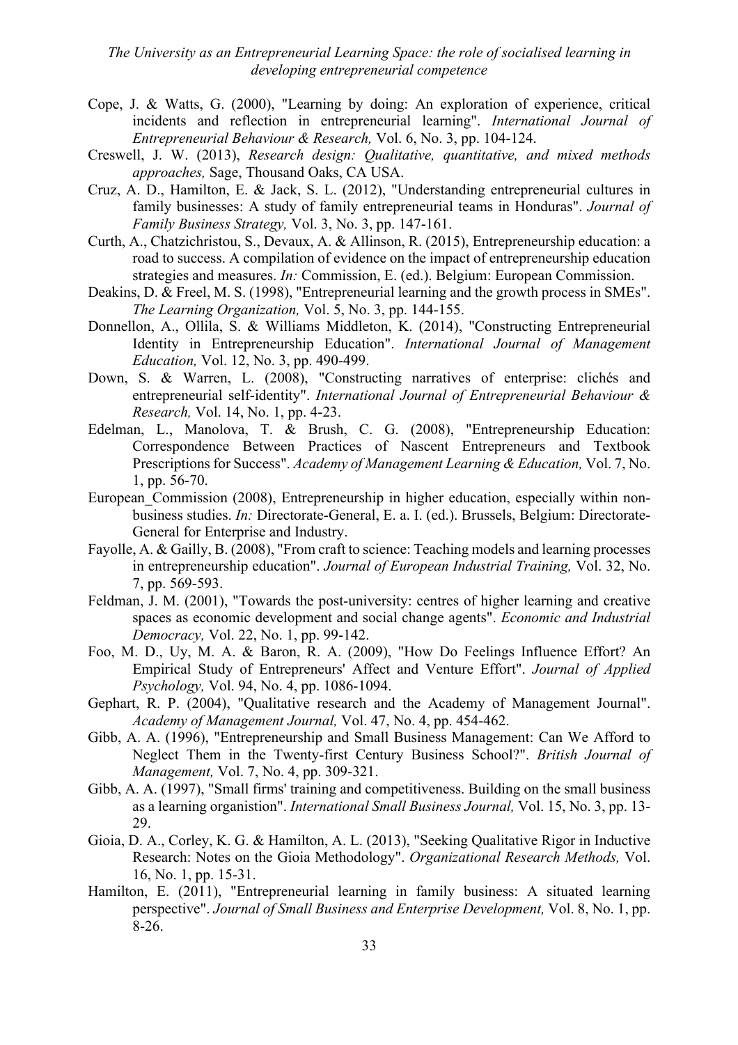Cope, J. & Watts, G. (2000), "Learning by doing: An exploration of experience, critical incidents and reflection in entrepreneurial learning". *International Journal of Entrepreneurial Behaviour & Research,* Vol. 6, No. 3, pp. 104-124.

Creswell, J. W. (2013), *Research design: Qualitative, quantitative, and mixed methods approaches,* Sage, Thousand Oaks, CA USA.

Cruz, A. D., Hamilton, E. & Jack, S. L. (2012), "Understanding entrepreneurial cultures in family businesses: A study of family entrepreneurial teams in Honduras". *Journal of Family Business Strategy,* Vol. 3, No. 3, pp. 147-161.

Curth, A., Chatzichristou, S., Devaux, A. & Allinson, R. (2015), Entrepreneurship education: a road to success. A compilation of evidence on the impact of entrepreneurship education strategies and measures. *In:* Commission, E. (ed.). Belgium: European Commission.

Deakins, D. & Freel, M. S. (1998), "Entrepreneurial learning and the growth process in SMEs". *The Learning Organization,* Vol. 5, No. 3, pp. 144-155.

Donnellon, A., Ollila, S. & Williams Middleton, K. (2014), "Constructing Entrepreneurial Identity in Entrepreneurship Education". *International Journal of Management Education,* Vol. 12, No. 3, pp. 490-499.

Down, S. & Warren, L. (2008), "Constructing narratives of enterprise: clichés and entrepreneurial self-identity". *International Journal of Entrepreneurial Behaviour & Research,* Vol. 14, No. 1, pp. 4-23.

Edelman, L., Manolova, T. & Brush, C. G. (2008), "Entrepreneurship Education: Correspondence Between Practices of Nascent Entrepreneurs and Textbook Prescriptions for Success". *Academy of Management Learning & Education,* Vol. 7, No. 1, pp. 56-70.

European_Commission (2008), Entrepreneurship in higher education, especially within non-business studies. *In:* Directorate-General, E. a. I. (ed.). Brussels, Belgium: Directorate-General for Enterprise and Industry.

Fayolle, A. & Gailly, B. (2008), "From craft to science: Teaching models and learning processes in entrepreneurship education". *Journal of European Industrial Training,* Vol. 32, No. 7, pp. 569-593.

Feldman, J. M. (2001), "Towards the post-university: centres of higher learning and creative spaces as economic development and social change agents". *Economic and Industrial Democracy,* Vol. 22, No. 1, pp. 99-142.

Foo, M. D., Uy, M. A. & Baron, R. A. (2009), "How Do Feelings Influence Effort? An Empirical Study of Entrepreneurs' Affect and Venture Effort". *Journal of Applied Psychology,* Vol. 94, No. 4, pp. 1086-1094.

Gephart, R. P. (2004), "Qualitative research and the Academy of Management Journal". *Academy of Management Journal,* Vol. 47, No. 4, pp. 454-462.

Gibb, A. A. (1996), "Entrepreneurship and Small Business Management: Can We Afford to Neglect Them in the Twenty-first Century Business School?". *British Journal of Management,* Vol. 7, No. 4, pp. 309-321.

Gibb, A. A. (1997), "Small firms' training and competitiveness. Building on the small business as a learning organistion". *International Small Business Journal,* Vol. 15, No. 3, pp. 13-29.

Gioia, D. A., Corley, K. G. & Hamilton, A. L. (2013), "Seeking Qualitative Rigor in Inductive Research: Notes on the Gioia Methodology". *Organizational Research Methods,* Vol. 16, No. 1, pp. 15-31.

Hamilton, E. (2011), "Entrepreneurial learning in family business: A situated learning perspective". *Journal of Small Business and Enterprise Development,* Vol. 8, No. 1, pp. 8-26.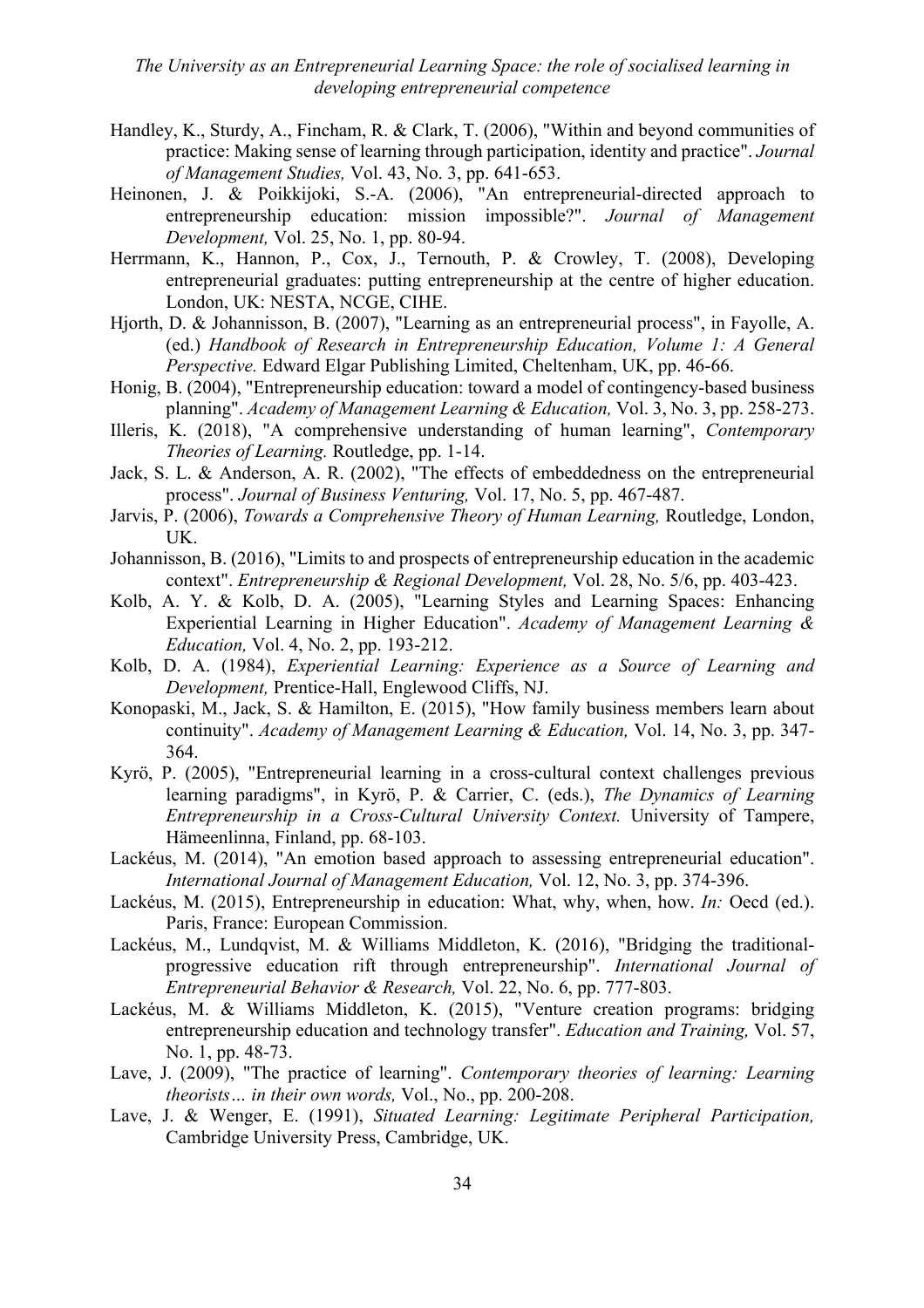Handley, K., Sturdy, A., Fincham, R. & Clark, T. (2006), "Within and beyond communities of practice: Making sense of learning through participation, identity and practice". *Journal of Management Studies,* Vol. 43, No. 3, pp. 641-653.

Heinonen, J. & Poikkijoki, S.-A. (2006), "An entrepreneurial-directed approach to entrepreneurship education: mission impossible?". *Journal of Management Development,* Vol. 25, No. 1, pp. 80-94.

Herrmann, K., Hannon, P., Cox, J., Ternouth, P. & Crowley, T. (2008), Developing entrepreneurial graduates: putting entrepreneurship at the centre of higher education. London, UK: NESTA, NCGE, CIHE.

Hjorth, D. & Johannisson, B. (2007), "Learning as an entrepreneurial process", in Fayolle, A. (ed.) *Handbook of Research in Entrepreneurship Education, Volume 1: A General Perspective.* Edward Elgar Publishing Limited, Cheltenham, UK, pp. 46-66.

Honig, B. (2004), "Entrepreneurship education: toward a model of contingency-based business planning". *Academy of Management Learning & Education,* Vol. 3, No. 3, pp. 258-273.

Illeris, K. (2018), "A comprehensive understanding of human learning", *Contemporary Theories of Learning.* Routledge, pp. 1-14.

Jack, S. L. & Anderson, A. R. (2002), "The effects of embeddedness on the entrepreneurial process". *Journal of Business Venturing,* Vol. 17, No. 5, pp. 467-487.

Jarvis, P. (2006), *Towards a Comprehensive Theory of Human Learning,* Routledge, London, UK.

Johannisson, B. (2016), "Limits to and prospects of entrepreneurship education in the academic context". *Entrepreneurship & Regional Development,* Vol. 28, No. 5/6, pp. 403-423.

Kolb, A. Y. & Kolb, D. A. (2005), "Learning Styles and Learning Spaces: Enhancing Experiential Learning in Higher Education". *Academy of Management Learning & Education,* Vol. 4, No. 2, pp. 193-212.

Kolb, D. A. (1984), *Experiential Learning: Experience as a Source of Learning and Development,* Prentice-Hall, Englewood Cliffs, NJ.

Konopaski, M., Jack, S. & Hamilton, E. (2015), "How family business members learn about continuity". *Academy of Management Learning & Education,* Vol. 14, No. 3, pp. 347-364.

Kyrö, P. (2005), "Entrepreneurial learning in a cross-cultural context challenges previous learning paradigms", in Kyrö, P. & Carrier, C. (eds.), *The Dynamics of Learning Entrepreneurship in a Cross-Cultural University Context.* University of Tampere, Hämeenlinna, Finland, pp. 68-103.

Lackéus, M. (2014), "An emotion based approach to assessing entrepreneurial education". *International Journal of Management Education,* Vol. 12, No. 3, pp. 374-396.

Lackéus, M. (2015), Entrepreneurship in education: What, why, when, how. *In:* Oecd (ed.). Paris, France: European Commission.

Lackéus, M., Lundqvist, M. & Williams Middleton, K. (2016), "Bridging the traditional-progressive education rift through entrepreneurship". *International Journal of Entrepreneurial Behavior & Research,* Vol. 22, No. 6, pp. 777-803.

Lackéus, M. & Williams Middleton, K. (2015), "Venture creation programs: bridging entrepreneurship education and technology transfer". *Education and Training,* Vol. 57, No. 1, pp. 48-73.

Lave, J. (2009), "The practice of learning". *Contemporary theories of learning: Learning theorists… in their own words,* Vol., No., pp. 200-208.

Lave, J. & Wenger, E. (1991), *Situated Learning: Legitimate Peripheral Participation,* Cambridge University Press, Cambridge, UK.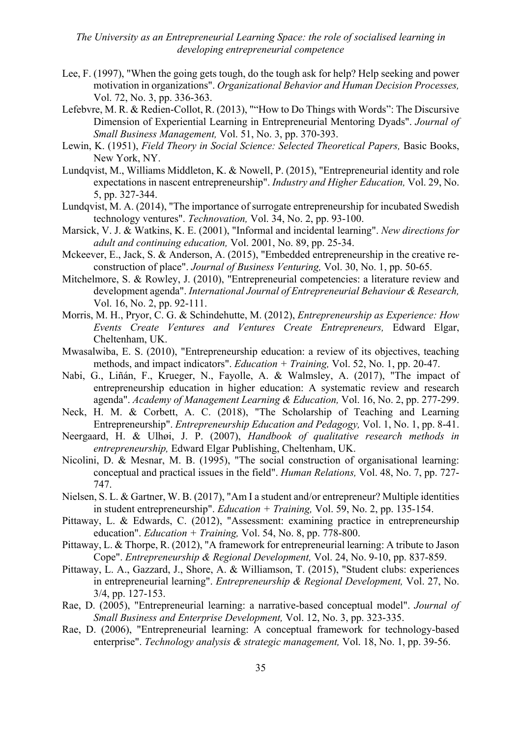Lee, F. (1997), "When the going gets tough, do the tough ask for help? Help seeking and power motivation in organizations". *Organizational Behavior and Human Decision Processes,* Vol. 72, No. 3, pp. 336-363.

Lefebvre, M. R. & Redien-Collot, R. (2013), "“How to Do Things with Words”: The Discursive Dimension of Experiential Learning in Entrepreneurial Mentoring Dyads". *Journal of Small Business Management,* Vol. 51, No. 3, pp. 370-393.

Lewin, K. (1951), *Field Theory in Social Science: Selected Theoretical Papers,* Basic Books, New York, NY.

Lundqvist, M., Williams Middleton, K. & Nowell, P. (2015), "Entrepreneurial identity and role expectations in nascent entrepreneurship". *Industry and Higher Education,* Vol. 29, No. 5, pp. 327-344.

Lundqvist, M. A. (2014), "The importance of surrogate entrepreneurship for incubated Swedish technology ventures". *Technovation,* Vol. 34, No. 2, pp. 93-100.

Marsick, V. J. & Watkins, K. E. (2001), "Informal and incidental learning". *New directions for adult and continuing education,* Vol. 2001, No. 89, pp. 25-34.

Mckeever, E., Jack, S. & Anderson, A. (2015), "Embedded entrepreneurship in the creative re-construction of place". *Journal of Business Venturing,* Vol. 30, No. 1, pp. 50-65.

Mitchelmore, S. & Rowley, J. (2010), "Entrepreneurial competencies: a literature review and development agenda". *International Journal of Entrepreneurial Behaviour & Research,* Vol. 16, No. 2, pp. 92-111.

Morris, M. H., Pryor, C. G. & Schindehutte, M. (2012), *Entrepreneurship as Experience: How Events Create Ventures and Ventures Create Entrepreneurs,* Edward Elgar, Cheltenham, UK.

Mwasalwiba, E. S. (2010), "Entrepreneurship education: a review of its objectives, teaching methods, and impact indicators". *Education + Training,* Vol. 52, No. 1, pp. 20-47.

Nabi, G., Liñán, F., Krueger, N., Fayolle, A. & Walmsley, A. (2017), "The impact of entrepreneurship education in higher education: A systematic review and research agenda". *Academy of Management Learning & Education,* Vol. 16, No. 2, pp. 277-299.

Neck, H. M. & Corbett, A. C. (2018), "The Scholarship of Teaching and Learning Entrepreneurship". *Entrepreneurship Education and Pedagogy,* Vol. 1, No. 1, pp. 8-41.

Neergaard, H. & Ulhøi, J. P. (2007), *Handbook of qualitative research methods in entrepreneurship,* Edward Elgar Publishing, Cheltenham, UK.

Nicolini, D. & Mesnar, M. B. (1995), "The social construction of organisational learning: conceptual and practical issues in the field". *Human Relations,* Vol. 48, No. 7, pp. 727-747.

Nielsen, S. L. & Gartner, W. B. (2017), "Am I a student and/or entrepreneur? Multiple identities in student entrepreneurship". *Education + Training,* Vol. 59, No. 2, pp. 135-154.

Pittaway, L. & Edwards, C. (2012), "Assessment: examining practice in entrepreneurship education". *Education + Training,* Vol. 54, No. 8, pp. 778-800.

Pittaway, L. & Thorpe, R. (2012), "A framework for entrepreneurial learning: A tribute to Jason Cope". *Entrepreneurship & Regional Development,* Vol. 24, No. 9-10, pp. 837-859.

Pittaway, L. A., Gazzard, J., Shore, A. & Williamson, T. (2015), "Student clubs: experiences in entrepreneurial learning". *Entrepreneurship & Regional Development,* Vol. 27, No. 3/4, pp. 127-153.

Rae, D. (2005), "Entrepreneurial learning: a narrative-based conceptual model". *Journal of Small Business and Enterprise Development,* Vol. 12, No. 3, pp. 323-335.

Rae, D. (2006), "Entrepreneurial learning: A conceptual framework for technology-based enterprise". *Technology analysis & strategic management,* Vol. 18, No. 1, pp. 39-56.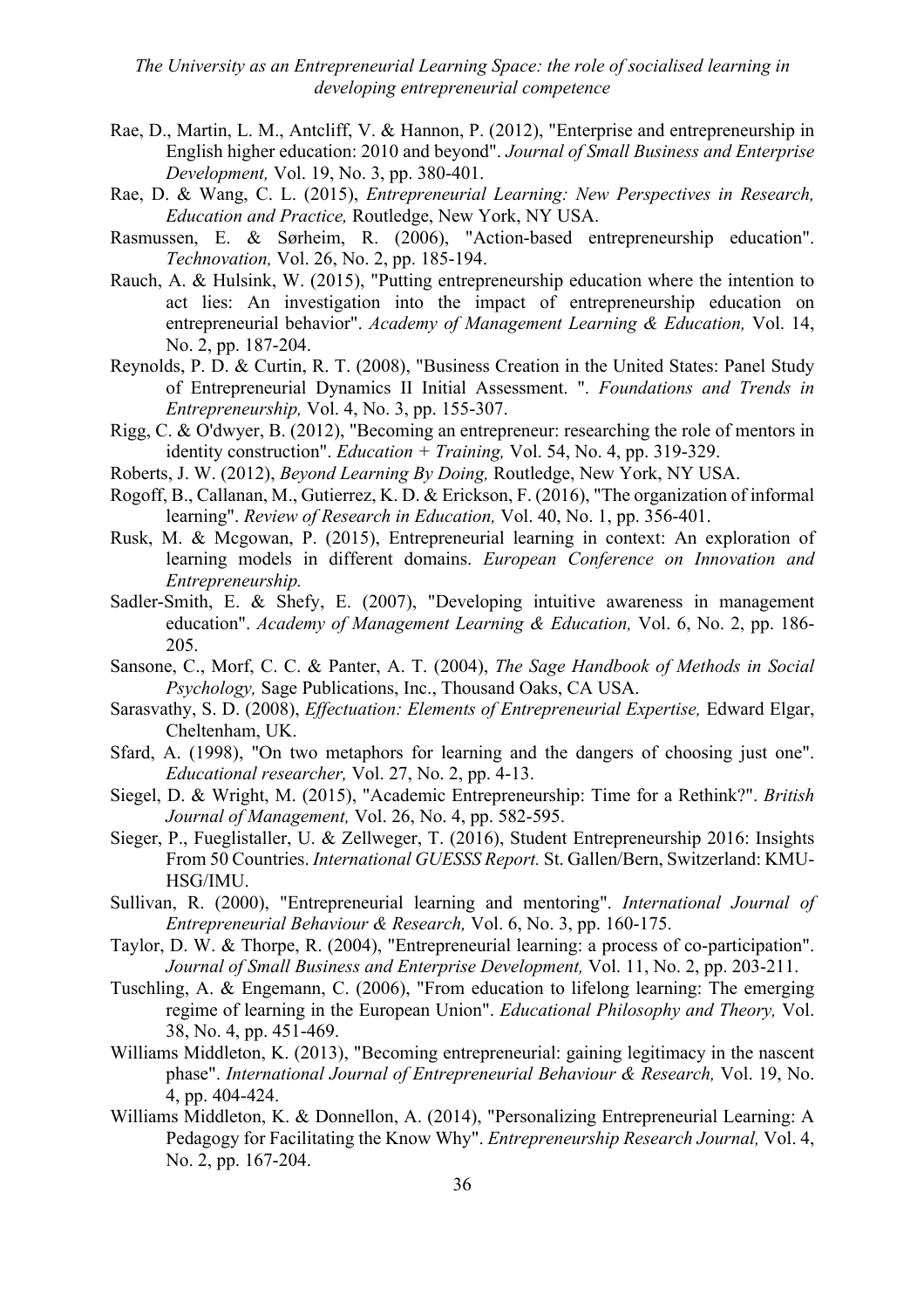Rae, D., Martin, L. M., Antcliff, V. & Hannon, P. (2012), "Enterprise and entrepreneurship in English higher education: 2010 and beyond". *Journal of Small Business and Enterprise Development,* Vol. 19, No. 3, pp. 380-401.

Rae, D. & Wang, C. L. (2015), *Entrepreneurial Learning: New Perspectives in Research, Education and Practice,* Routledge, New York, NY USA.

Rasmussen, E. & Sørheim, R. (2006), "Action-based entrepreneurship education". *Technovation,* Vol. 26, No. 2, pp. 185-194.

Rauch, A. & Hulsink, W. (2015), "Putting entrepreneurship education where the intention to act lies: An investigation into the impact of entrepreneurship education on entrepreneurial behavior". *Academy of Management Learning & Education,* Vol. 14, No. 2, pp. 187-204.

Reynolds, P. D. & Curtin, R. T. (2008), "Business Creation in the United States: Panel Study of Entrepreneurial Dynamics II Initial Assessment. ". *Foundations and Trends in Entrepreneurship,* Vol. 4, No. 3, pp. 155-307.

Rigg, C. & O'dwyer, B. (2012), "Becoming an entrepreneur: researching the role of mentors in identity construction". *Education + Training,* Vol. 54, No. 4, pp. 319-329.

Roberts, J. W. (2012), *Beyond Learning By Doing,* Routledge, New York, NY USA.

Rogoff, B., Callanan, M., Gutierrez, K. D. & Erickson, F. (2016), "The organization of informal learning". *Review of Research in Education,* Vol. 40, No. 1, pp. 356-401.

Rusk, M. & Mcgowan, P. (2015), Entrepreneurial learning in context: An exploration of learning models in different domains. *European Conference on Innovation and Entrepreneurship.*

Sadler-Smith, E. & Shefy, E. (2007), "Developing intuitive awareness in management education". *Academy of Management Learning & Education,* Vol. 6, No. 2, pp. 186-205.

Sansone, C., Morf, C. C. & Panter, A. T. (2004), *The Sage Handbook of Methods in Social Psychology,* Sage Publications, Inc., Thousand Oaks, CA USA.

Sarasvathy, S. D. (2008), *Effectuation: Elements of Entrepreneurial Expertise,* Edward Elgar, Cheltenham, UK.

Sfard, A. (1998), "On two metaphors for learning and the dangers of choosing just one". *Educational researcher,* Vol. 27, No. 2, pp. 4-13.

Siegel, D. & Wright, M. (2015), "Academic Entrepreneurship: Time for a Rethink?". *British Journal of Management,* Vol. 26, No. 4, pp. 582-595.

Sieger, P., Fueglistaller, U. & Zellweger, T. (2016), Student Entrepreneurship 2016: Insights From 50 Countries. *International GUESSS Report.* St. Gallen/Bern, Switzerland: KMU-HSG/IMU.

Sullivan, R. (2000), "Entrepreneurial learning and mentoring". *International Journal of Entrepreneurial Behaviour & Research,* Vol. 6, No. 3, pp. 160-175.

Taylor, D. W. & Thorpe, R. (2004), "Entrepreneurial learning: a process of co-participation". *Journal of Small Business and Enterprise Development,* Vol. 11, No. 2, pp. 203-211.

Tuschling, A. & Engemann, C. (2006), "From education to lifelong learning: The emerging regime of learning in the European Union". *Educational Philosophy and Theory,* Vol. 38, No. 4, pp. 451-469.

Williams Middleton, K. (2013), "Becoming entrepreneurial: gaining legitimacy in the nascent phase". *International Journal of Entrepreneurial Behaviour & Research,* Vol. 19, No. 4, pp. 404-424.

Williams Middleton, K. & Donnellon, A. (2014), "Personalizing Entrepreneurial Learning: A Pedagogy for Facilitating the Know Why". *Entrepreneurship Research Journal,* Vol. 4, No. 2, pp. 167-204.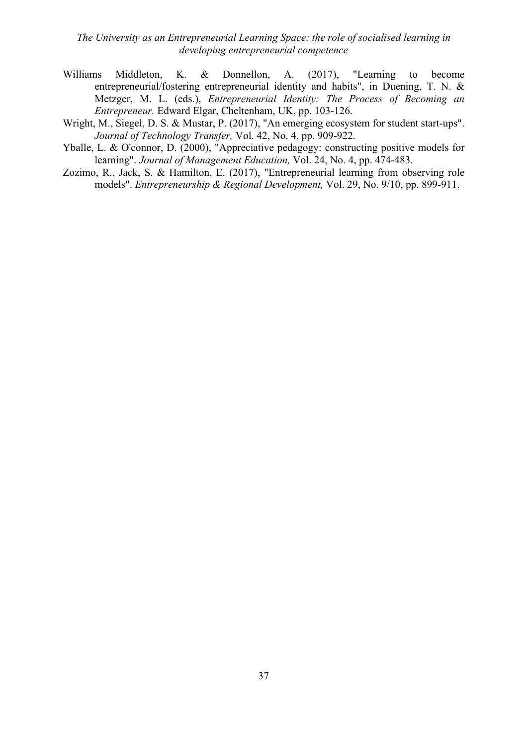Williams Middleton, K. & Donnellon, A. (2017), "Learning to become entrepreneurial/fostering entrepreneurial identity and habits", in Duening, T. N. & Metzger, M. L. (eds.), *Entrepreneurial Identity: The Process of Becoming an Entrepreneur.* Edward Elgar, Cheltenham, UK, pp. 103-126.

Wright, M., Siegel, D. S. & Mustar, P. (2017), "An emerging ecosystem for student start-ups". *Journal of Technology Transfer,* Vol. 42, No. 4, pp. 909-922.

Yballe, L. & O'connor, D. (2000), "Appreciative pedagogy: constructing positive models for learning". *Journal of Management Education,* Vol. 24, No. 4, pp. 474-483.

Zozimo, R., Jack, S. & Hamilton, E. (2017), "Entrepreneurial learning from observing role models". *Entrepreneurship & Regional Development,* Vol. 29, No. 9/10, pp. 899-911.